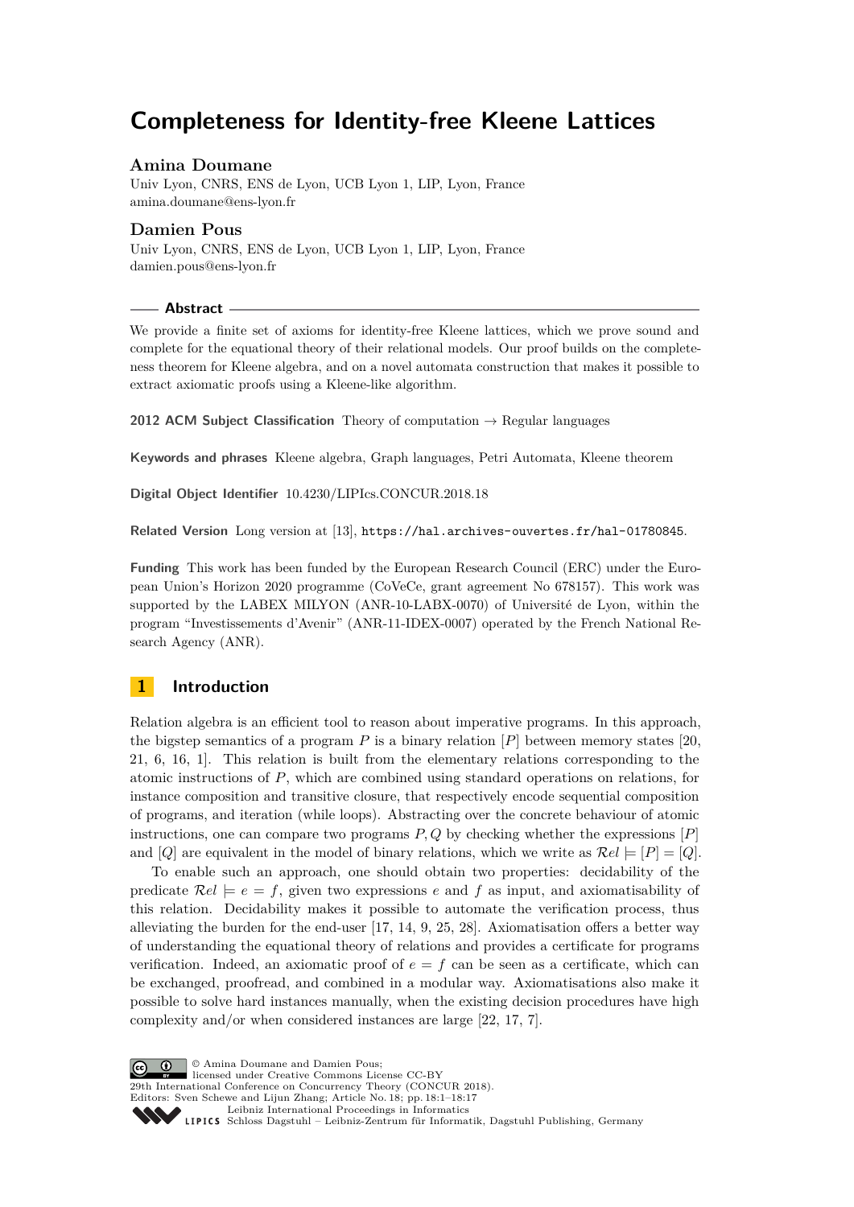# Completeness for Identity-free Kleene Lattices

**Amina Doumane**

Univ Lyon, CNRS, ENS de Lyon, UCB Lyon 1, LIP, Lyon, France
amina.doumane@ens-lyon.fr

**Damien Pous**

Univ Lyon, CNRS, ENS de Lyon, UCB Lyon 1, LIP, Lyon, France
damien.pous@ens-lyon.fr

## Abstract

We provide a finite set of axioms for identity-free Kleene lattices, which we prove sound and complete for the equational theory of their relational models. Our proof builds on the completeness theorem for Kleene algebra, and on a novel automata construction that makes it possible to extract axiomatic proofs using a Kleene-like algorithm.

**2012 ACM Subject Classification** Theory of computation → Regular languages

**Keywords and phrases** Kleene algebra, Graph languages, Petri Automata, Kleene theorem

**Digital Object Identifier** 10.4230/LIPIcs.CONCUR.2018.18

**Related Version** Long version at [13], https://hal.archives-ouvertes.fr/hal-01780845.

**Funding** This work has been funded by the European Research Council (ERC) under the European Union's Horizon 2020 programme (CoVeCe, grant agreement No 678157). This work was supported by the LABEX MILYON (ANR-10-LABX-0070) of Université de Lyon, within the program "Investissements d'Avenir" (ANR-11-IDEX-0007) operated by the French National Research Agency (ANR).

## 1 Introduction

Relation algebra is an efficient tool to reason about imperative programs. In this approach, the bigstep semantics of a program $P$ is a binary relation $[P]$ between memory states [20, 21, 6, 16, 1]. This relation is built from the elementary relations corresponding to the atomic instructions of $P$, which are combined using standard operations on relations, for instance composition and transitive closure, that respectively encode sequential composition of programs, and iteration (while loops). Abstracting over the concrete behaviour of atomic instructions, one can compare two programs $P, Q$ by checking whether the expressions $[P]$ and $[Q]$ are equivalent in the model of binary relations, which we write as $\mathcal{R}el \models [P] = [Q]$.

To enable such an approach, one should obtain two properties: decidability of the predicate $\mathcal{R}el \models e = f$, given two expressions $e$ and $f$ as input, and axiomatisability of this relation. Decidability makes it possible to automate the verification process, thus alleviating the burden for the end-user [17, 14, 9, 25, 28]. Axiomatisation offers a better way of understanding the equational theory of relations and provides a certificate for programs verification. Indeed, an axiomatic proof of $e = f$ can be seen as a certificate, which can be exchanged, proofread, and combined in a modular way. Axiomatisations also make it possible to solve hard instances manually, when the existing decision procedures have high complexity and/or when considered instances are large [22, 17, 7].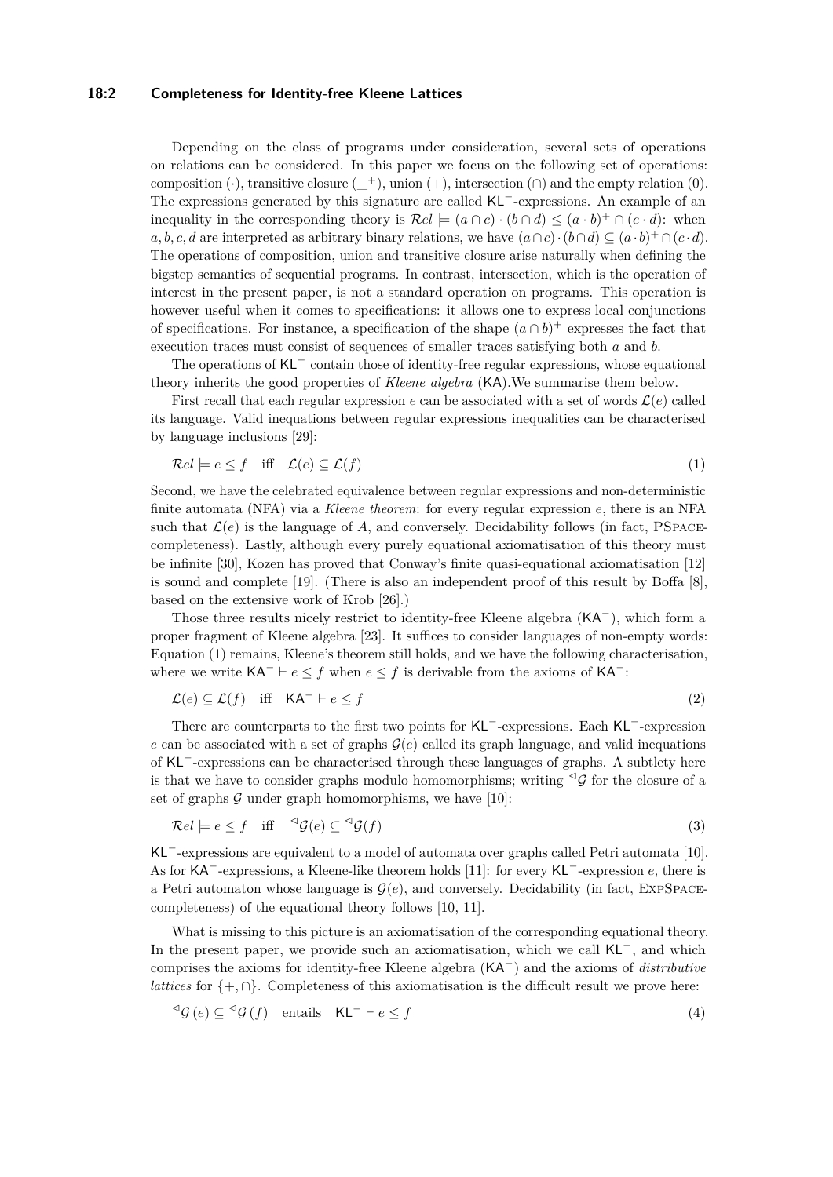Depending on the class of programs under consideration, several sets of operations on relations can be considered. In this paper we focus on the following set of operations: composition $(\cdot)$, transitive closure $(\_^+)$, union $(+)$, intersection $(\cap)$ and the empty relation $(0)$. The expressions generated by this signature are called $\mathsf{KL}^-$-expressions. An example of an inequality in the corresponding theory is $\mathcal{R}el \models (a \cap c) \cdot (b \cap d) \leq (a \cdot b)^+ \cap (c \cdot d)$: when $a, b, c, d$ are interpreted as arbitrary binary relations, we have $(a \cap c) \cdot (b \cap d) \subseteq (a \cdot b)^+ \cap (c \cdot d)$. The operations of composition, union and transitive closure arise naturally when defining the bigstep semantics of sequential programs. In contrast, intersection, which is the operation of interest in the present paper, is not a standard operation on programs. This operation is however useful when it comes to specifications: it allows one to express local conjunctions of specifications. For instance, a specification of the shape $(a \cap b)^+$ expresses the fact that execution traces must consist of sequences of smaller traces satisfying both $a$ and $b$.

The operations of $\mathsf{KL}^-$ contain those of identity-free regular expressions, whose equational theory inherits the good properties of *Kleene algebra* ($\mathsf{KA}$).We summarise them below.

First recall that each regular expression $e$ can be associated with a set of words $\mathcal{L}(e)$ called its language. Valid inequations between regular expressions inequalities can be characterised by language inclusions [29]:

$$\mathcal{R}el \models e \leq f \quad \text{iff} \quad \mathcal{L}(e) \subseteq \mathcal{L}(f) \tag{1}$$

Second, we have the celebrated equivalence between regular expressions and non-deterministic finite automata (NFA) via a *Kleene theorem*: for every regular expression $e$, there is an NFA such that $\mathcal{L}(e)$ is the language of $A$, and conversely. Decidability follows (in fact, PSpace-completeness). Lastly, although every purely equational axiomatisation of this theory must be infinite [30], Kozen has proved that Conway's finite quasi-equational axiomatisation [12] is sound and complete [19]. (There is also an independent proof of this result by Boffa [8], based on the extensive work of Krob [26].)

Those three results nicely restrict to identity-free Kleene algebra ($\mathsf{KA}^-$), which form a proper fragment of Kleene algebra [23]. It suffices to consider languages of non-empty words: Equation (1) remains, Kleene's theorem still holds, and we have the following characterisation, where we write $\mathsf{KA}^- \vdash e \leq f$ when $e \leq f$ is derivable from the axioms of $\mathsf{KA}^-$:

$$\mathcal{L}(e) \subseteq \mathcal{L}(f) \quad \text{iff} \quad \mathsf{KA}^- \vdash e \leq f \tag{2}$$

There are counterparts to the first two points for $\mathsf{KL}^-$-expressions. Each $\mathsf{KL}^-$-expression $e$ can be associated with a set of graphs $\mathcal{G}(e)$ called its graph language, and valid inequations of $\mathsf{KL}^-$-expressions can be characterised through these languages of graphs. A subtlety here is that we have to consider graphs modulo homomorphisms; writing ${}^{\triangleleft}\mathcal{G}$ for the closure of a set of graphs $\mathcal{G}$ under graph homomorphisms, we have [10]:

$$\mathcal{R}el \models e \leq f \quad \text{iff} \quad {}^{\triangleleft}\mathcal{G}(e) \subseteq {}^{\triangleleft}\mathcal{G}(f) \tag{3}$$

$\mathsf{KL}^-$-expressions are equivalent to a model of automata over graphs called Petri automata [10]. As for $\mathsf{KA}^-$-expressions, a Kleene-like theorem holds [11]: for every $\mathsf{KL}^-$-expression $e$, there is a Petri automaton whose language is $\mathcal{G}(e)$, and conversely. Decidability (in fact, ExpSpace-completeness) of the equational theory follows [10, 11].

What is missing to this picture is an axiomatisation of the corresponding equational theory. In the present paper, we provide such an axiomatisation, which we call $\mathsf{KL}^-$, and which comprises the axioms for identity-free Kleene algebra ($\mathsf{KA}^-$) and the axioms of *distributive lattices* for $\{+, \cap\}$. Completeness of this axiomatisation is the difficult result we prove here:

$${}^{\triangleleft}\mathcal{G}(e) \subseteq {}^{\triangleleft}\mathcal{G}(f) \quad \text{entails} \quad \mathsf{KL}^- \vdash e \leq f \tag{4}$$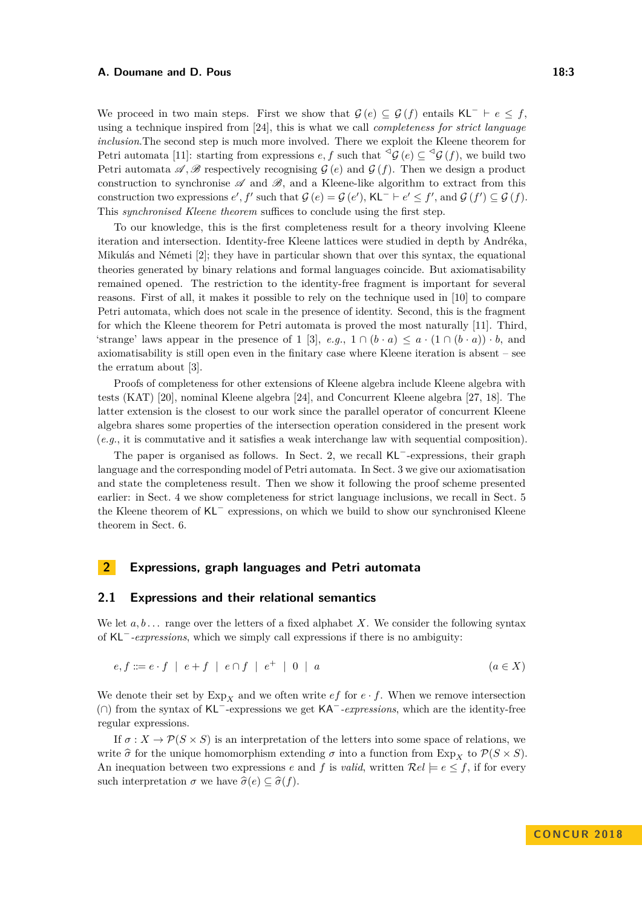We proceed in two main steps. First we show that $\mathcal{G}(e) \subseteq \mathcal{G}(f)$ entails $\mathsf{KL}^- \vdash e \leq f$, using a technique inspired from [24], this is what we call *completeness for strict language inclusion*.The second step is much more involved. There we exploit the Kleene theorem for Petri automata [11]: starting from expressions $e, f$ such that ${}^{\triangleleft}\mathcal{G}(e) \subseteq {}^{\triangleleft}\mathcal{G}(f)$, we build two Petri automata $\mathscr{A}, \mathscr{B}$ respectively recognising $\mathcal{G}(e)$ and $\mathcal{G}(f)$. Then we design a product construction to synchronise $\mathscr{A}$ and $\mathscr{B}$, and a Kleene-like algorithm to extract from this construction two expressions $e', f'$ such that $\mathcal{G}(e) = \mathcal{G}(e')$, $\mathsf{KL}^- \vdash e' \leq f'$, and $\mathcal{G}(f') \subseteq \mathcal{G}(f)$. This *synchronised Kleene theorem* suffices to conclude using the first step.

To our knowledge, this is the first completeness result for a theory involving Kleene iteration and intersection. Identity-free Kleene lattices were studied in depth by Andréka, Mikulás and Németi [2]; they have in particular shown that over this syntax, the equational theories generated by binary relations and formal languages coincide. But axiomatisability remained opened. The restriction to the identity-free fragment is important for several reasons. First of all, it makes it possible to rely on the technique used in [10] to compare Petri automata, which does not scale in the presence of identity. Second, this is the fragment for which the Kleene theorem for Petri automata is proved the most naturally [11]. Third, 'strange' laws appear in the presence of 1 [3], *e.g.*, $1 \cap (b \cdot a) \leq a \cdot (1 \cap (b \cdot a)) \cdot b$, and axiomatisability is still open even in the finitary case where Kleene iteration is absent – see the erratum about [3].

Proofs of completeness for other extensions of Kleene algebra include Kleene algebra with tests (KAT) [20], nominal Kleene algebra [24], and Concurrent Kleene algebra [27, 18]. The latter extension is the closest to our work since the parallel operator of concurrent Kleene algebra shares some properties of the intersection operation considered in the present work (*e.g.*, it is commutative and it satisfies a weak interchange law with sequential composition).

The paper is organised as follows. In Sect. 2, we recall $\mathsf{KL}^-$-expressions, their graph language and the corresponding model of Petri automata. In Sect. 3 we give our axiomatisation and state the completeness result. Then we show it following the proof scheme presented earlier: in Sect. 4 we show completeness for strict language inclusions, we recall in Sect. 5 the Kleene theorem of $\mathsf{KL}^-$ expressions, on which we build to show our synchronised Kleene theorem in Sect. 6.

## 2 Expressions, graph languages and Petri automata

### 2.1 Expressions and their relational semantics

We let $a, b \ldots$ range over the letters of a fixed alphabet $X$. We consider the following syntax of $\mathsf{KL}^-$-*expressions*, which we simply call expressions if there is no ambiguity:

$$e, f ::= e \cdot f \mid e + f \mid e \cap f \mid e^+ \mid 0 \mid a \qquad (a \in X)$$

We denote their set by $\mathrm{Exp}_X$ and we often write $ef$ for $e \cdot f$. When we remove intersection ($\cap$) from the syntax of $\mathsf{KL}^-$-expressions we get $\mathsf{KA}^-$-*expressions*, which are the identity-free regular expressions.

If $\sigma : X \to \mathcal{P}(S \times S)$ is an interpretation of the letters into some space of relations, we write $\widehat{\sigma}$ for the unique homomorphism extending $\sigma$ into a function from $\mathrm{Exp}_X$ to $\mathcal{P}(S \times S)$. An inequation between two expressions $e$ and $f$ is *valid*, written $\mathcal{R}el \models e \leq f$, if for every such interpretation $\sigma$ we have $\widehat{\sigma}(e) \subseteq \widehat{\sigma}(f)$.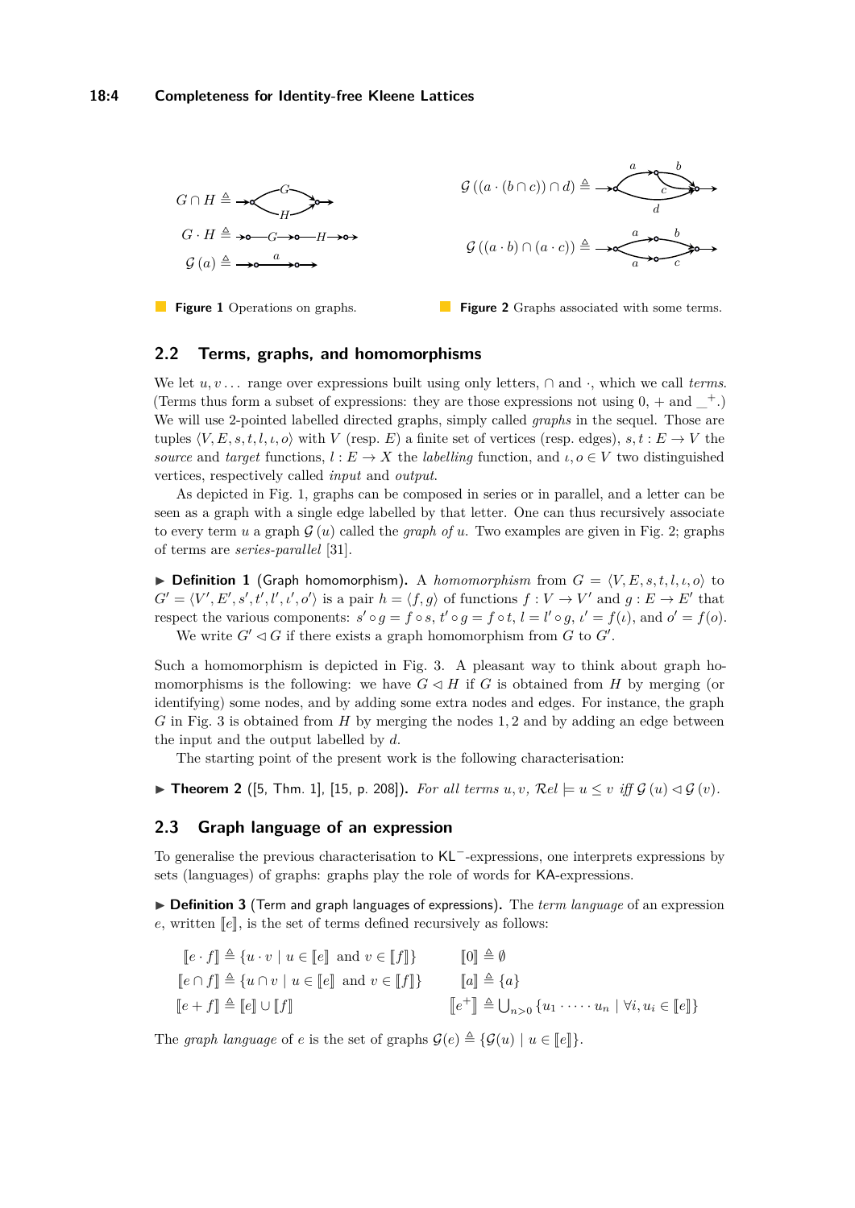**Figure 1** Operations on graphs.

**Figure 2** Graphs associated with some terms.

## 2.2 Terms, graphs, and homomorphisms

We let $u, v \dots$ range over expressions built using only letters, $\cap$ and $\cdot$, which we call *terms*. (Terms thus form a subset of expressions: they are those expressions not using 0, + and $\_^+$.) We will use 2-pointed labelled directed graphs, simply called *graphs* in the sequel. Those are tuples $\langle V, E, s, t, l, \iota, o\rangle$ with $V$ (resp. $E$) a finite set of vertices (resp. edges), $s, t : E \to V$ the *source* and *target* functions, $l : E \to X$ the *labelling* function, and $\iota, o \in V$ two distinguished vertices, respectively called *input* and *output*.

As depicted in Fig. 1, graphs can be composed in series or in parallel, and a letter can be seen as a graph with a single edge labelled by that letter. One can thus recursively associate to every term $u$ a graph $\mathcal{G}(u)$ called the *graph of* $u$. Two examples are given in Fig. 2; graphs of terms are *series-parallel* [31].

▶ **Definition 1** (Graph homomorphism). A *homomorphism* from $G = \langle V, E, s, t, l, \iota, o\rangle$ to $G' = \langle V', E', s', t', l', \iota', o'\rangle$ is a pair $h = \langle f, g\rangle$ of functions $f : V \to V'$ and $g : E \to E'$ that respect the various components: $s' \circ g = f \circ s$, $t' \circ g = f \circ t$, $l = l' \circ g$, $\iota' = f(\iota)$, and $o' = f(o)$.

We write $G' \lhd G$ if there exists a graph homomorphism from $G$ to $G'$.

Such a homomorphism is depicted in Fig. 3. A pleasant way to think about graph homomorphisms is the following: we have $G \lhd H$ if $G$ is obtained from $H$ by merging (or identifying) some nodes, and by adding some extra nodes and edges. For instance, the graph $G$ in Fig. 3 is obtained from $H$ by merging the nodes 1, 2 and by adding an edge between the input and the output labelled by $d$.

The starting point of the present work is the following characterisation:

▶ **Theorem 2** ([5, Thm. 1], [15, p. 208]). *For all terms $u, v$, $\mathcal{R}el \models u \leq v$ iff $\mathcal{G}(u) \lhd \mathcal{G}(v)$.*

## 2.3 Graph language of an expression

To generalise the previous characterisation to KL$^-$-expressions, one interprets expressions by sets (languages) of graphs: graphs play the role of words for KA-expressions.

▶ **Definition 3** (Term and graph languages of expressions). The *term language* of an expression $e$, written $[\![e]\!]$, is the set of terms defined recursively as follows:

$$[\![e \cdot f]\!] \triangleq \{u \cdot v \mid u \in [\![e]\!] \text{ and } v \in [\![f]\!]\} \qquad [\![0]\!] \triangleq \emptyset$$

$$[\![e \cap f]\!] \triangleq \{u \cap v \mid u \in [\![e]\!] \text{ and } v \in [\![f]\!]\} \qquad [\![a]\!] \triangleq \{a\}$$

$$[\![e + f]\!] \triangleq [\![e]\!] \cup [\![f]\!] \qquad [\![e^+]\!] \triangleq \bigcup_{n>0} \{u_1 \cdot \dots \cdot u_n \mid \forall i, u_i \in [\![e]\!]\}$$

The *graph language* of $e$ is the set of graphs $\mathcal{G}(e) \triangleq \{\mathcal{G}(u) \mid u \in [\![e]\!]\}$.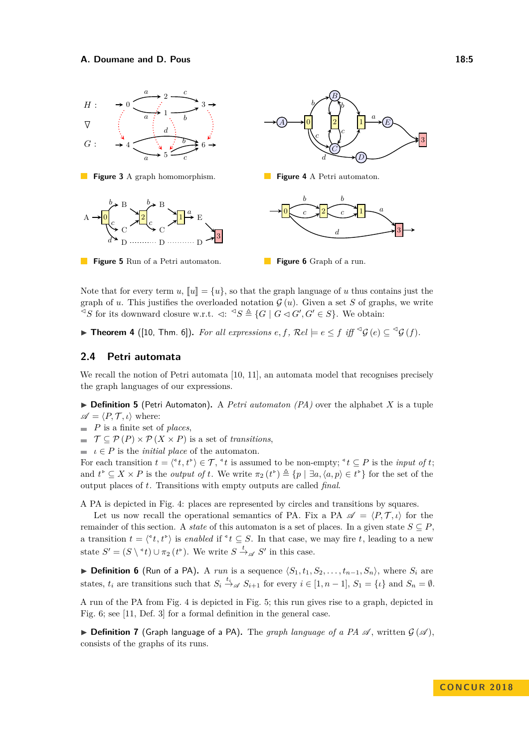**Figure 3** A graph homomorphism.

**Figure 4** A Petri automaton.

**Figure 5** Run of a Petri automaton.

**Figure 6** Graph of a run.

Note that for every term $u$, $[\![u]\!] = \{u\}$, so that the graph language of $u$ thus contains just the graph of $u$. This justifies the overloaded notation $\mathcal{G}(u)$. Given a set $S$ of graphs, we write ${}^{\triangleleft}S$ for its downward closure w.r.t. $\triangleleft$: ${}^{\triangleleft}S \triangleq \{G \mid G \triangleleft G', G' \in S\}$. We obtain:

▶ **Theorem 4** ([10, Thm. 6]). *For all expressions $e, f$, $\mathcal{R}el \models e \leq f$ iff ${}^{\triangleleft}\mathcal{G}(e) \subseteq {}^{\triangleleft}\mathcal{G}(f)$.*

## 2.4 Petri automata

We recall the notion of Petri automata [10, 11], an automata model that recognises precisely the graph languages of our expressions.

▶ **Definition 5** (Petri Automaton). A *Petri automaton (PA)* over the alphabet $X$ is a tuple $\mathscr{A} = \langle P, \mathcal{T}, \iota \rangle$ where:

- $P$ is a finite set of *places*,
- $\mathcal{T} \subseteq \mathcal{P}(P) \times \mathcal{P}(X \times P)$ is a set of *transitions*,
- $\iota \in P$ is the *initial place* of the automaton.

For each transition $t = \langle {}^{\triangleleft}t, t^{\triangleright} \rangle \in \mathcal{T}$, ${}^{\triangleleft}t$ is assumed to be non-empty; ${}^{\triangleleft}t \subseteq P$ is the *input of* $t$; and $t^{\triangleright} \subseteq X \times P$ is the *output of* $t$. We write $\pi_2(t^{\triangleright}) \triangleq \{p \mid \exists a, \langle a, p \rangle \in t^{\triangleright}\}$ for the set of the output places of $t$. Transitions with empty outputs are called *final*.

A PA is depicted in Fig. 4: places are represented by circles and transitions by squares.

Let us now recall the operational semantics of PA. Fix a PA $\mathscr{A} = \langle P, \mathcal{T}, \iota \rangle$ for the remainder of this section. A *state* of this automaton is a set of places. In a given state $S \subseteq P$, a transition $t = \langle {}^{\triangleleft}t, t^{\triangleright} \rangle$ is *enabled* if ${}^{\triangleleft}t \subseteq S$. In that case, we may fire $t$, leading to a new state $S' = (S \setminus {}^{\triangleleft}t) \cup \pi_2(t^{\triangleright})$. We write $S \xrightarrow{t}_{\mathscr{A}} S'$ in this case.

▶ **Definition 6** (Run of a PA). A *run* is a sequence $\langle S_1, t_1, S_2, \ldots, t_{n-1}, S_n \rangle$, where $S_i$ are states, $t_i$ are transitions such that $S_i \xrightarrow{t_i}_{\mathscr{A}} S_{i+1}$ for every $i \in [1, n-1]$, $S_1 = \{\iota\}$ and $S_n = \emptyset$.

A run of the PA from Fig. 4 is depicted in Fig. 5; this run gives rise to a graph, depicted in Fig. 6; see [11, Def. 3] for a formal definition in the general case.

▶ **Definition 7** (Graph language of a PA). The *graph language of a PA* $\mathscr{A}$, written $\mathcal{G}(\mathscr{A})$, consists of the graphs of its runs.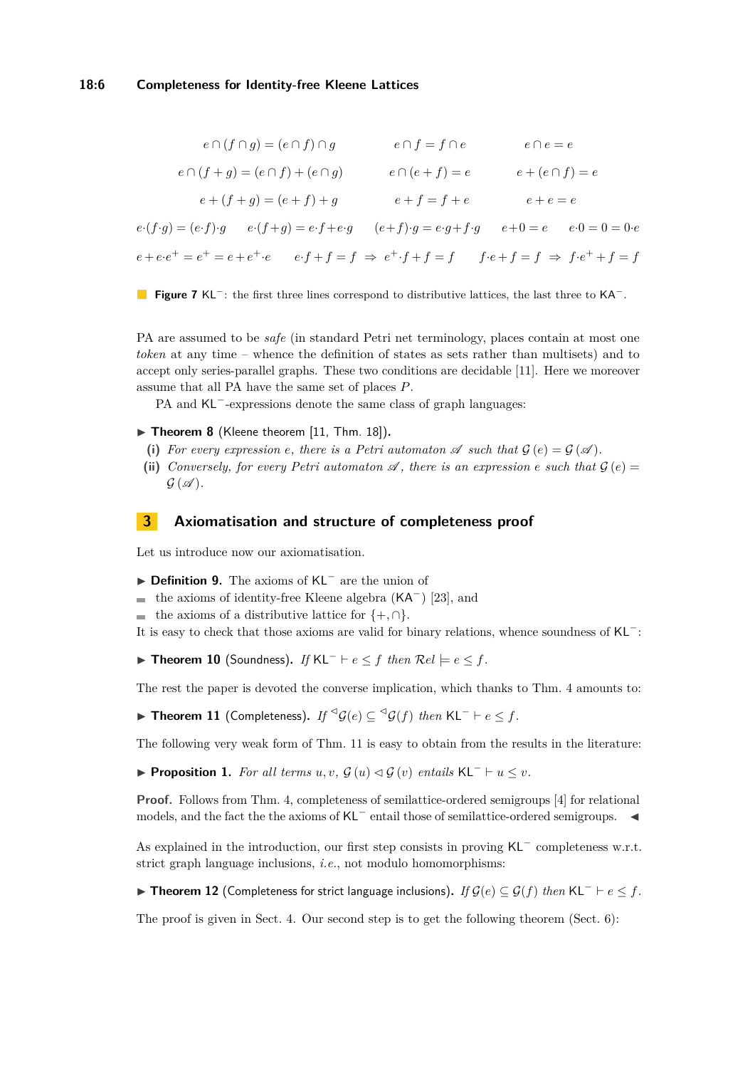$$e \cap (f \cap g) = (e \cap f) \cap g \qquad e \cap f = f \cap e \qquad e \cap e = e$$

$$e \cap (f + g) = (e \cap f) + (e \cap g) \qquad e \cap (e + f) = e \qquad e + (e \cap f) = e$$

$$e + (f + g) = (e + f) + g \qquad e + f = f + e \qquad e + e = e$$

$$e{\cdot}(f{\cdot}g) = (e{\cdot}f){\cdot}g \qquad e{\cdot}(f{+}g) = e{\cdot}f{+}e{\cdot}g \qquad (e{+}f){\cdot}g = e{\cdot}g{+}f{\cdot}g \qquad e{+}0 = e \qquad e{\cdot}0 = 0 = 0{\cdot}e$$

$$e + e{\cdot}e^+ = e^+ = e + e^+{\cdot}e \qquad e{\cdot}f + f = f \;\Rightarrow\; e^+{\cdot}f + f = f \qquad f{\cdot}e + f = f \;\Rightarrow\; f{\cdot}e^+ + f = f$$

**Figure 7** $\mathsf{KL}^-$: the first three lines correspond to distributive lattices, the last three to $\mathsf{KA}^-$.

PA are assumed to be *safe* (in standard Petri net terminology, places contain at most one *token* at any time – whence the definition of states as sets rather than multisets) and to accept only series-parallel graphs. These two conditions are decidable [11]. Here we moreover assume that all PA have the same set of places $P$.

PA and $\mathsf{KL}^-$-expressions denote the same class of graph languages:

▶ **Theorem 8** (Kleene theorem [11, Thm. 18]).

**(i)** *For every expression $e$, there is a Petri automaton $\mathscr{A}$ such that $\mathcal{G}(e) = \mathcal{G}(\mathscr{A})$.*

**(ii)** *Conversely, for every Petri automaton $\mathscr{A}$, there is an expression $e$ such that $\mathcal{G}(e) = \mathcal{G}(\mathscr{A})$.*

## 3 Axiomatisation and structure of completeness proof

Let us introduce now our axiomatisation.

▶ **Definition 9.** The axioms of $\mathsf{KL}^-$ are the union of

- the axioms of identity-free Kleene algebra ($\mathsf{KA}^-$) [23], and
- the axioms of a distributive lattice for $\{+, \cap\}$.

It is easy to check that those axioms are valid for binary relations, whence soundness of $\mathsf{KL}^-$:

▶ **Theorem 10** (Soundness). *If $\mathsf{KL}^- \vdash e \leq f$ then $\mathcal{R}el \models e \leq f$.*

The rest the paper is devoted the converse implication, which thanks to Thm. 4 amounts to:

▶ **Theorem 11** (Completeness). *If ${}^{\triangleleft}\mathcal{G}(e) \subseteq {}^{\triangleleft}\mathcal{G}(f)$ then $\mathsf{KL}^- \vdash e \leq f$.*

The following very weak form of Thm. 11 is easy to obtain from the results in the literature:

▶ **Proposition 1.** *For all terms $u, v$, $\mathcal{G}(u) \triangleleft \mathcal{G}(v)$ entails $\mathsf{KL}^- \vdash u \leq v$.*

**Proof.** Follows from Thm. 4, completeness of semilattice-ordered semigroups [4] for relational models, and the fact the the axioms of $\mathsf{KL}^-$ entail those of semilattice-ordered semigroups. ◀

As explained in the introduction, our first step consists in proving $\mathsf{KL}^-$ completeness w.r.t. strict graph language inclusions, *i.e.*, not modulo homomorphisms:

▶ **Theorem 12** (Completeness for strict language inclusions). *If $\mathcal{G}(e) \subseteq \mathcal{G}(f)$ then $\mathsf{KL}^- \vdash e \leq f$.*

The proof is given in Sect. 4. Our second step is to get the following theorem (Sect. 6):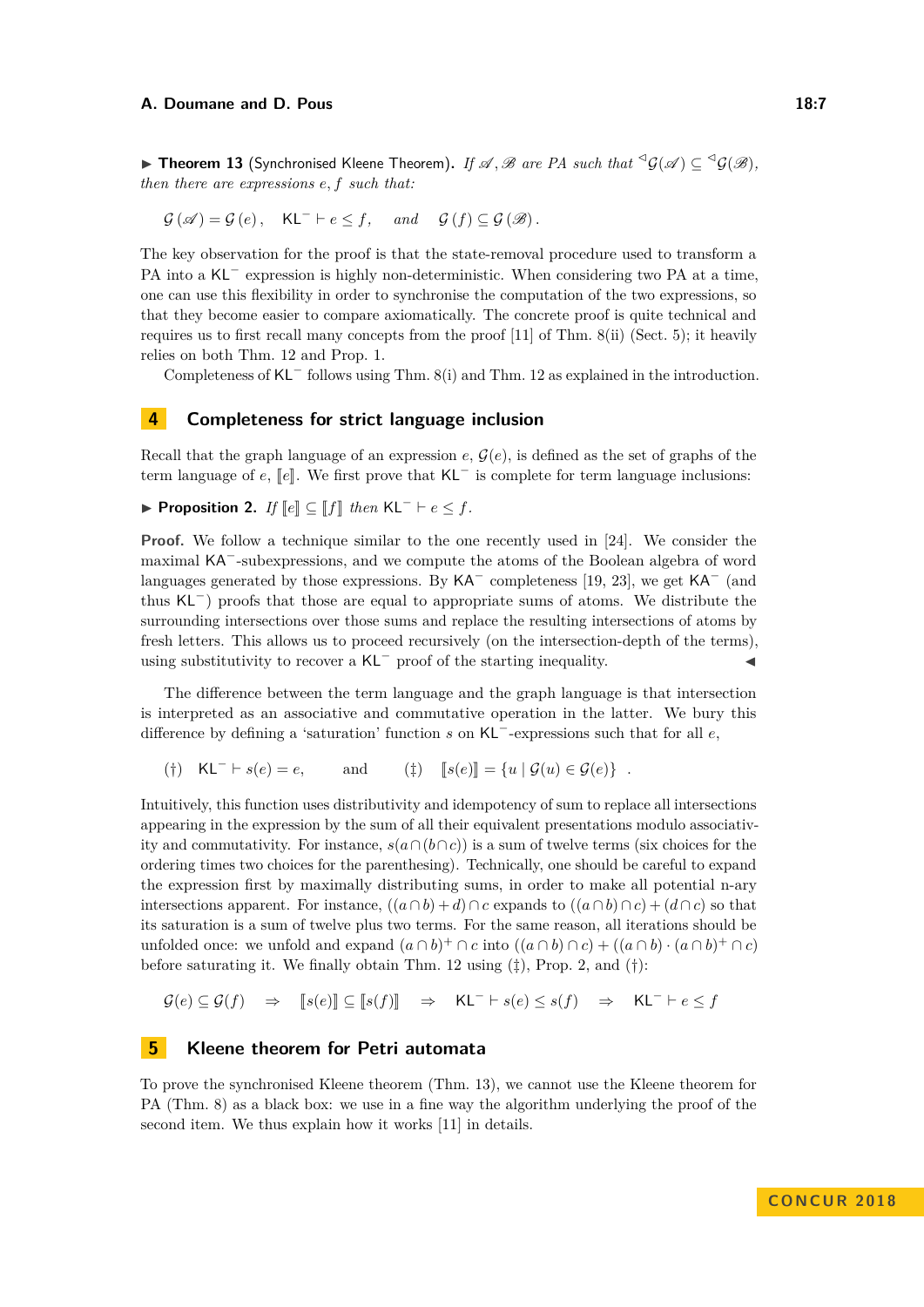▶ **Theorem 13** (Synchronised Kleene Theorem)**.** *If $\mathscr{A}, \mathscr{B}$ are PA such that ${}^{\triangleleft}\mathcal{G}(\mathscr{A}) \subseteq {}^{\triangleleft}\mathcal{G}(\mathscr{B})$, then there are expressions $e, f$ such that:*

$$\mathcal{G}(\mathscr{A}) = \mathcal{G}(e), \quad \mathsf{KL}^{-} \vdash e \leq f, \quad \text{and} \quad \mathcal{G}(f) \subseteq \mathcal{G}(\mathscr{B}).$$

The key observation for the proof is that the state-removal procedure used to transform a PA into a $\mathsf{KL}^{-}$ expression is highly non-deterministic. When considering two PA at a time, one can use this flexibility in order to synchronise the computation of the two expressions, so that they become easier to compare axiomatically. The concrete proof is quite technical and requires us to first recall many concepts from the proof [11] of Thm. 8(ii) (Sect. 5); it heavily relies on both Thm. 12 and Prop. 1.

Completeness of $\mathsf{KL}^{-}$ follows using Thm. 8(i) and Thm. 12 as explained in the introduction.

## 4 Completeness for strict language inclusion

Recall that the graph language of an expression $e$, $\mathcal{G}(e)$, is defined as the set of graphs of the term language of $e$, $[\![e]\!]$. We first prove that $\mathsf{KL}^{-}$ is complete for term language inclusions:

▶ **Proposition 2.** *If $[\![e]\!] \subseteq [\![f]\!]$ then $\mathsf{KL}^{-} \vdash e \leq f$.*

**Proof.** We follow a technique similar to the one recently used in [24]. We consider the maximal $\mathsf{KA}^{-}$-subexpressions, and we compute the atoms of the Boolean algebra of word languages generated by those expressions. By $\mathsf{KA}^{-}$ completeness [19, 23], we get $\mathsf{KA}^{-}$ (and thus $\mathsf{KL}^{-}$) proofs that those are equal to appropriate sums of atoms. We distribute the surrounding intersections over those sums and replace the resulting intersections of atoms by fresh letters. This allows us to proceed recursively (on the intersection-depth of the terms), using substitutivity to recover a $\mathsf{KL}^{-}$ proof of the starting inequality. ◀

The difference between the term language and the graph language is that intersection is interpreted as an associative and commutative operation in the latter. We bury this difference by defining a 'saturation' function $s$ on $\mathsf{KL}^{-}$-expressions such that for all $e$,

$$(\dagger) \quad \mathsf{KL}^{-} \vdash s(e) = e, \qquad \text{and} \qquad (\ddagger) \quad [\![s(e)]\!] = \{u \mid \mathcal{G}(u) \in \mathcal{G}(e)\} \; .$$

Intuitively, this function uses distributivity and idempotency of sum to replace all intersections appearing in the expression by the sum of all their equivalent presentations modulo associativity and commutativity. For instance, $s(a \cap (b \cap c))$ is a sum of twelve terms (six choices for the ordering times two choices for the parenthesing). Technically, one should be careful to expand the expression first by maximally distributing sums, in order to make all potential n-ary intersections apparent. For instance, $((a \cap b) + d) \cap c$ expands to $((a \cap b) \cap c) + (d \cap c)$ so that its saturation is a sum of twelve plus two terms. For the same reason, all iterations should be unfolded once: we unfold and expand $(a \cap b)^{+} \cap c$ into $((a \cap b) \cap c) + ((a \cap b) \cdot (a \cap b)^{+} \cap c)$ before saturating it. We finally obtain Thm. 12 using ($\ddagger$), Prop. 2, and ($\dagger$):

$$\mathcal{G}(e) \subseteq \mathcal{G}(f) \quad \Rightarrow \quad [\![s(e)]\!] \subseteq [\![s(f)]\!] \quad \Rightarrow \quad \mathsf{KL}^{-} \vdash s(e) \leq s(f) \quad \Rightarrow \quad \mathsf{KL}^{-} \vdash e \leq f$$

## 5 Kleene theorem for Petri automata

To prove the synchronised Kleene theorem (Thm. 13), we cannot use the Kleene theorem for PA (Thm. 8) as a black box: we use in a fine way the algorithm underlying the proof of the second item. We thus explain how it works [11] in details.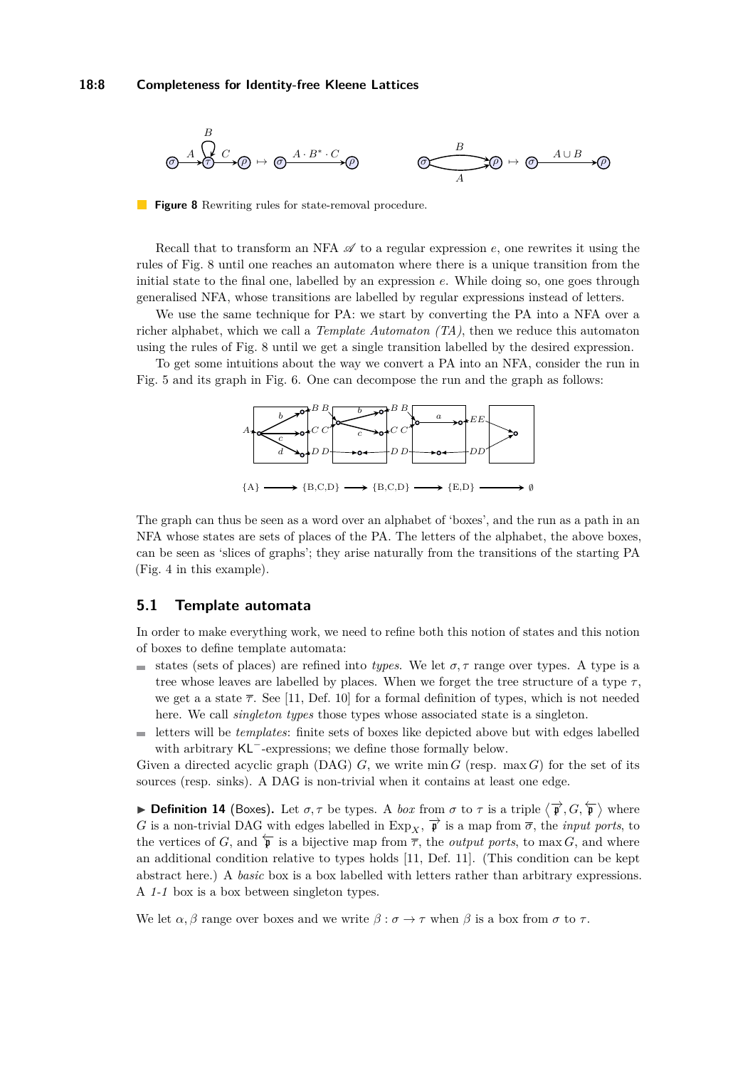**Figure 8** Rewriting rules for state-removal procedure.

Recall that to transform an NFA $\mathscr{A}$ to a regular expression $e$, one rewrites it using the rules of Fig. 8 until one reaches an automaton where there is a unique transition from the initial state to the final one, labelled by an expression $e$. While doing so, one goes through generalised NFA, whose transitions are labelled by regular expressions instead of letters.

We use the same technique for PA: we start by converting the PA into a NFA over a richer alphabet, which we call a *Template Automaton (TA)*, then we reduce this automaton using the rules of Fig. 8 until we get a single transition labelled by the desired expression.

To get some intuitions about the way we convert a PA into an NFA, consider the run in Fig. 5 and its graph in Fig. 6. One can decompose the run and the graph as follows:

The graph can thus be seen as a word over an alphabet of 'boxes', and the run as a path in an NFA whose states are sets of places of the PA. The letters of the alphabet, the above boxes, can be seen as 'slices of graphs'; they arise naturally from the transitions of the starting PA (Fig. 4 in this example).

## 5.1 Template automata

In order to make everything work, we need to refine both this notion of states and this notion of boxes to define template automata:

- states (sets of places) are refined into *types*. We let $\sigma, \tau$ range over types. A type is a tree whose leaves are labelled by places. When we forget the tree structure of a type $\tau$, we get a a state $\overline{\tau}$. See [11, Def. 10] for a formal definition of types, which is not needed here. We call *singleton types* those types whose associated state is a singleton.
- letters will be *templates*: finite sets of boxes like depicted above but with edges labelled with arbitrary $\mathsf{KL}^{-}$-expressions; we define those formally below.

Given a directed acyclic graph (DAG) $G$, we write $\min G$ (resp. $\max G$) for the set of its sources (resp. sinks). A DAG is non-trivial when it contains at least one edge.

▶ **Definition 14** (Boxes). Let $\sigma, \tau$ be types. A *box* from $\sigma$ to $\tau$ is a triple $\langle \overrightarrow{\mathfrak{p}}, G, \overleftarrow{\mathfrak{p}} \rangle$ where $G$ is a non-trivial DAG with edges labelled in $\mathrm{Exp}_X$, $\overrightarrow{\mathfrak{p}}$ is a map from $\overline{\sigma}$, the *input ports*, to the vertices of $G$, and $\overleftarrow{\mathfrak{p}}$ is a bijective map from $\overline{\tau}$, the *output ports*, to $\max G$, and where an additional condition relative to types holds [11, Def. 11]. (This condition can be kept abstract here.) A *basic* box is a box labelled with letters rather than arbitrary expressions. A *1-1* box is a box between singleton types.

We let $\alpha, \beta$ range over boxes and we write $\beta : \sigma \to \tau$ when $\beta$ is a box from $\sigma$ to $\tau$.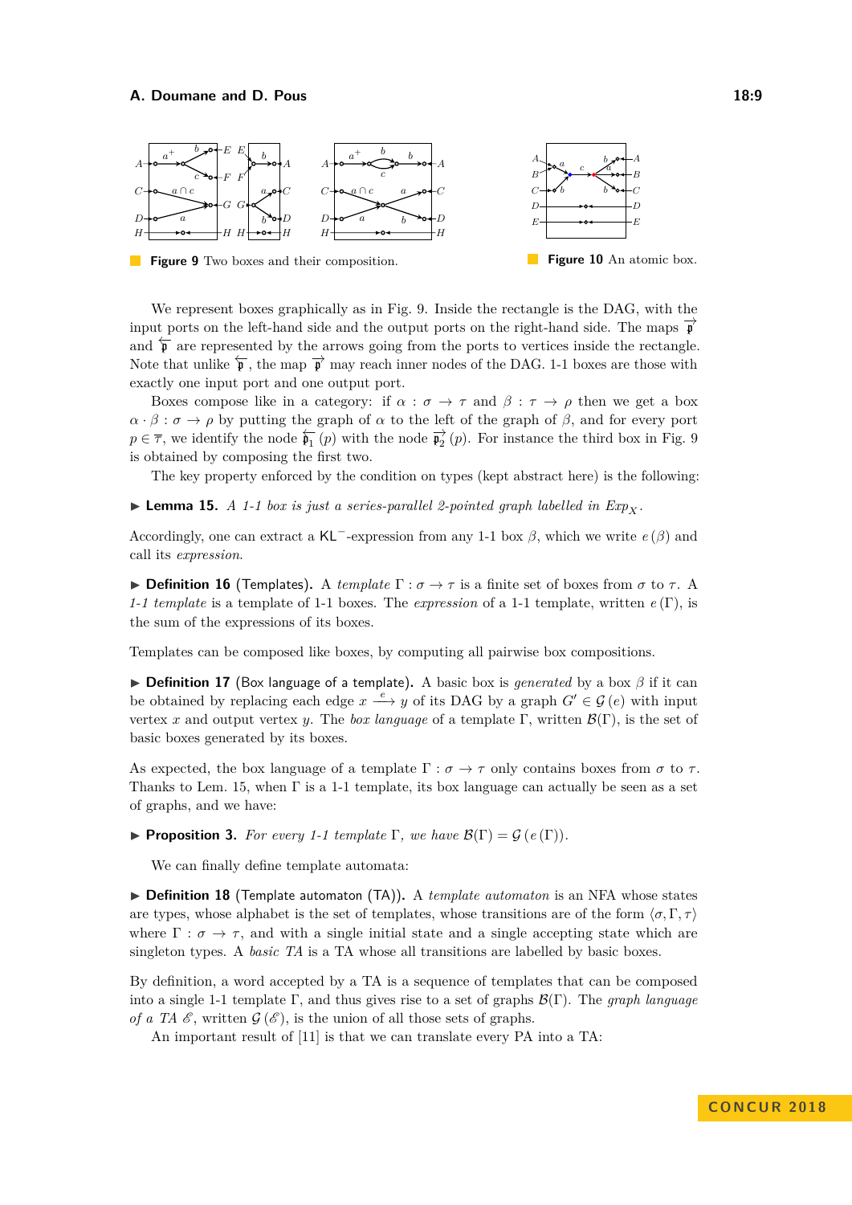Figure 9 Two boxes and their composition.

Figure 10 An atomic box.

We represent boxes graphically as in Fig. 9. Inside the rectangle is the DAG, with the input ports on the left-hand side and the output ports on the right-hand side. The maps $\overrightarrow{\mathfrak{p}}$ and $\overleftarrow{\mathfrak{p}}$ are represented by the arrows going from the ports to vertices inside the rectangle. Note that unlike $\overleftarrow{\mathfrak{p}}$, the map $\overrightarrow{\mathfrak{p}}$ may reach inner nodes of the DAG. 1-1 boxes are those with exactly one input port and one output port.

Boxes compose like in a category: if $\alpha : \sigma \to \tau$ and $\beta : \tau \to \rho$ then we get a box $\alpha \cdot \beta : \sigma \to \rho$ by putting the graph of $\alpha$ to the left of the graph of $\beta$, and for every port $p \in \overline{\tau}$, we identify the node $\overleftarrow{\mathfrak{p}_1}(p)$ with the node $\overrightarrow{\mathfrak{p}_2}(p)$. For instance the third box in Fig. 9 is obtained by composing the first two.

The key property enforced by the condition on types (kept abstract here) is the following:

▶ **Lemma 15.** *A 1-1 box is just a series-parallel 2-pointed graph labelled in $Exp_X$.*

Accordingly, one can extract a $\mathsf{KL}^-$-expression from any 1-1 box $\beta$, which we write $e(\beta)$ and call its *expression*.

▶ **Definition 16** (Templates)**.** A *template* $\Gamma : \sigma \to \tau$ is a finite set of boxes from $\sigma$ to $\tau$. A *1-1 template* is a template of 1-1 boxes. The *expression* of a 1-1 template, written $e(\Gamma)$, is the sum of the expressions of its boxes.

Templates can be composed like boxes, by computing all pairwise box compositions.

▶ **Definition 17** (Box language of a template)**.** A basic box is *generated* by a box $\beta$ if it can be obtained by replacing each edge $x \xrightarrow{e} y$ of its DAG by a graph $G' \in \mathcal{G}(e)$ with input vertex $x$ and output vertex $y$. The *box language* of a template $\Gamma$, written $\mathcal{B}(\Gamma)$, is the set of basic boxes generated by its boxes.

As expected, the box language of a template $\Gamma : \sigma \to \tau$ only contains boxes from $\sigma$ to $\tau$. Thanks to Lem. 15, when $\Gamma$ is a 1-1 template, its box language can actually be seen as a set of graphs, and we have:

▶ **Proposition 3.** *For every 1-1 template $\Gamma$, we have $\mathcal{B}(\Gamma) = \mathcal{G}(e(\Gamma))$.*

We can finally define template automata:

▶ **Definition 18** (Template automaton (TA))**.** A *template automaton* is an NFA whose states are types, whose alphabet is the set of templates, whose transitions are of the form $\langle \sigma, \Gamma, \tau \rangle$ where $\Gamma : \sigma \to \tau$, and with a single initial state and a single accepting state which are singleton types. A *basic TA* is a TA whose all transitions are labelled by basic boxes.

By definition, a word accepted by a TA is a sequence of templates that can be composed into a single 1-1 template $\Gamma$, and thus gives rise to a set of graphs $\mathcal{B}(\Gamma)$. The *graph language of a TA* $\mathscr{E}$, written $\mathcal{G}(\mathscr{E})$, is the union of all those sets of graphs.

An important result of [11] is that we can translate every PA into a TA: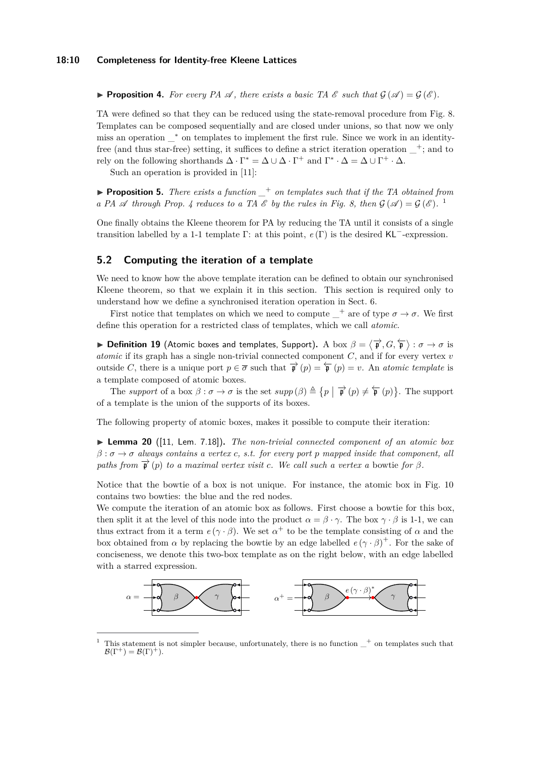▶ **Proposition 4.** *For every PA $\mathscr{A}$, there exists a basic TA $\mathscr{E}$ such that $\mathcal{G}(\mathscr{A}) = \mathcal{G}(\mathscr{E})$.*

TA were defined so that they can be reduced using the state-removal procedure from Fig. 8. Templates can be composed sequentially and are closed under unions, so that now we only miss an operation $\_^*$ on templates to implement the first rule. Since we work in an identity-free (and thus star-free) setting, it suffices to define a strict iteration operation $\_^+$; and to rely on the following shorthands $\Delta \cdot \Gamma^* = \Delta \cup \Delta \cdot \Gamma^+$ and $\Gamma^* \cdot \Delta = \Delta \cup \Gamma^+ \cdot \Delta$.

Such an operation is provided in [11]:

▶ **Proposition 5.** *There exists a function $\_^+$ on templates such that if the TA obtained from a PA $\mathscr{A}$ through Prop. 4 reduces to a TA $\mathscr{E}$ by the rules in Fig. 8, then $\mathcal{G}(\mathscr{A}) = \mathcal{G}(\mathscr{E})$.* [1]

One finally obtains the Kleene theorem for PA by reducing the TA until it consists of a single transition labelled by a 1-1 template $\Gamma$: at this point, $e(\Gamma)$ is the desired $\mathsf{KL}^-$-expression.

## 5.2 Computing the iteration of a template

We need to know how the above template iteration can be defined to obtain our synchronised Kleene theorem, so that we explain it in this section. This section is required only to understand how we define a synchronised iteration operation in Sect. 6.

First notice that templates on which we need to compute $\_^+$ are of type $\sigma \to \sigma$. We first define this operation for a restricted class of templates, which we call *atomic*.

▶ **Definition 19** (Atomic boxes and templates, Support)**.** A box $\beta = \langle \overrightarrow{\mathfrak{p}}, G, \overleftarrow{\mathfrak{p}} \rangle : \sigma \to \sigma$ is *atomic* if its graph has a single non-trivial connected component $C$, and if for every vertex $v$ outside $C$, there is a unique port $p \in \overline{\sigma}$ such that $\overrightarrow{\mathfrak{p}}(p) = \overleftarrow{\mathfrak{p}}(p) = v$. An *atomic template* is a template composed of atomic boxes.

The *support* of a box $\beta : \sigma \to \sigma$ is the set $supp(\beta) \triangleq \{p \mid \overrightarrow{\mathfrak{p}}(p) \neq \overleftarrow{\mathfrak{p}}(p)\}$. The support of a template is the union of the supports of its boxes.

The following property of atomic boxes, makes it possible to compute their iteration:

▶ **Lemma 20** ([11, Lem. 7.18])**.** *The non-trivial connected component of an atomic box $\beta : \sigma \to \sigma$ always contains a vertex $c$, s.t. for every port $p$ mapped inside that component, all paths from $\overrightarrow{\mathfrak{p}}(p)$ to a maximal vertex visit $c$. We call such a vertex a* bowtie *for $\beta$.*

Notice that the bowtie of a box is not unique. For instance, the atomic box in Fig. 10 contains two bowties: the blue and the red nodes.

We compute the iteration of an atomic box as follows. First choose a bowtie for this box, then split it at the level of this node into the product $\alpha = \beta \cdot \gamma$. The box $\gamma \cdot \beta$ is 1-1, we can thus extract from it a term $e(\gamma \cdot \beta)$. We set $\alpha^+$ to be the template consisting of $\alpha$ and the box obtained from $\alpha$ by replacing the bowtie by an edge labelled $e(\gamma \cdot \beta)^+$. For the sake of conciseness, we denote this two-box template as on the right below, with an edge labelled with a starred expression.

[1] This statement is not simpler because, unfortunately, there is no function $\_^+$ on templates such that $\mathcal{B}(\Gamma^+) = \mathcal{B}(\Gamma)^+$).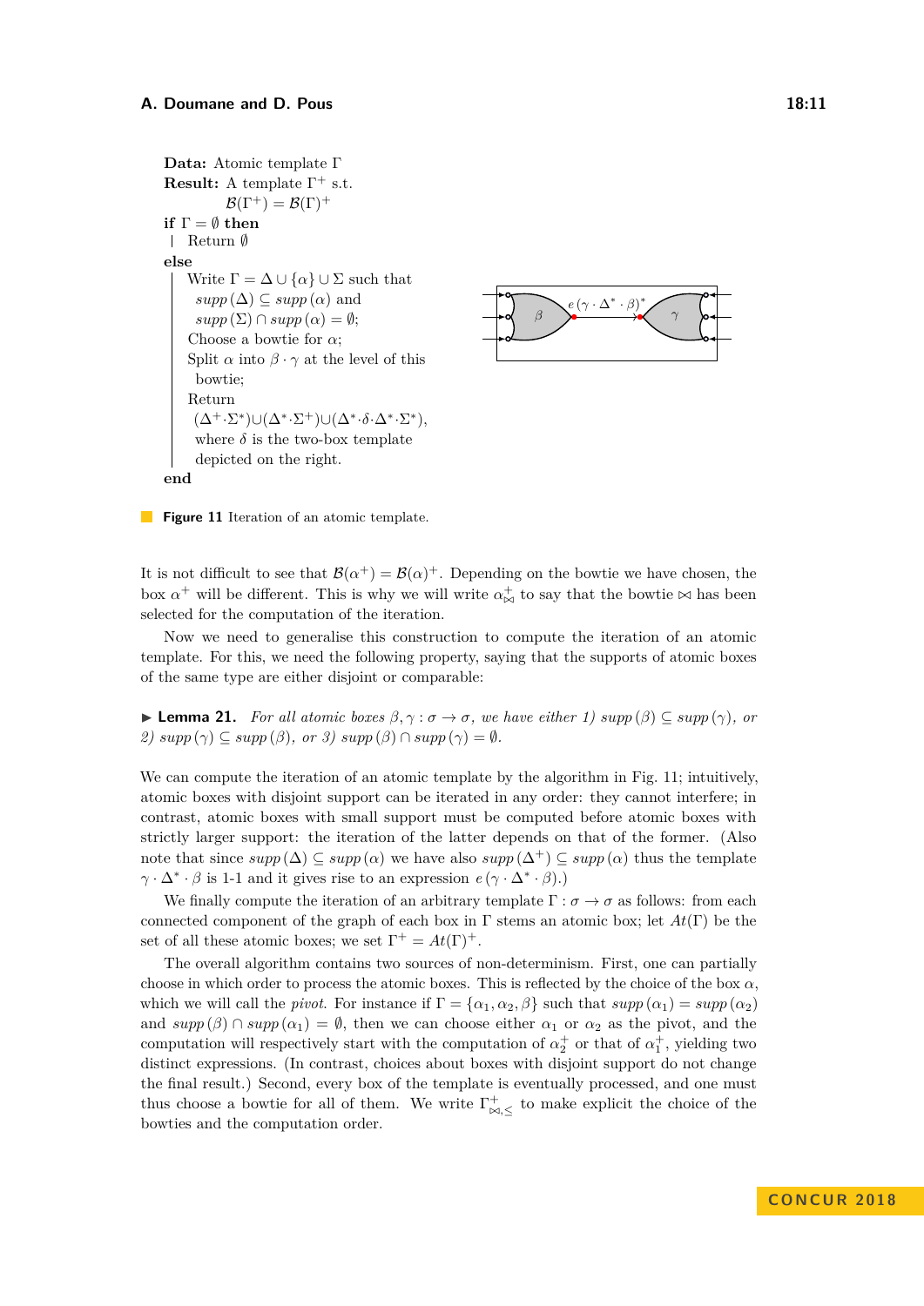**Data:** Atomic template $\Gamma$
**Result:** A template $\Gamma^+$ s.t. $\mathcal{B}(\Gamma^+) = \mathcal{B}(\Gamma)^+$

```
if Γ = ∅ then
    Return ∅
else
    Write Γ = Δ ∪ {α} ∪ Σ such that
      supp(Δ) ⊆ supp(α) and
      supp(Σ) ∩ supp(α) = ∅;
    Choose a bowtie for α;
    Split α into β · γ at the level of this
      bowtie;
    Return
      (Δ⁺·Σ*)∪(Δ*·Σ⁺)∪(Δ*·δ·Δ*·Σ*),
      where δ is the two-box template
      depicted on the right.
end
```

**Figure 11** Iteration of an atomic template.

It is not difficult to see that $\mathcal{B}(\alpha^+) = \mathcal{B}(\alpha)^+$. Depending on the bowtie we have chosen, the box $\alpha^+$ will be different. This is why we will write $\alpha^+_{\bowtie}$ to say that the bowtie $\bowtie$ has been selected for the computation of the iteration.

Now we need to generalise this construction to compute the iteration of an atomic template. For this, we need the following property, saying that the supports of atomic boxes of the same type are either disjoint or comparable:

▶ **Lemma 21.** *For all atomic boxes $\beta, \gamma : \sigma \to \sigma$, we have either 1) $supp(\beta) \subseteq supp(\gamma)$, or 2) $supp(\gamma) \subseteq supp(\beta)$, or 3) $supp(\beta) \cap supp(\gamma) = \emptyset$.*

We can compute the iteration of an atomic template by the algorithm in Fig. 11; intuitively, atomic boxes with disjoint support can be iterated in any order: they cannot interfere; in contrast, atomic boxes with small support must be computed before atomic boxes with strictly larger support: the iteration of the latter depends on that of the former. (Also note that since $supp(\Delta) \subseteq supp(\alpha)$ we have also $supp(\Delta^+) \subseteq supp(\alpha)$ thus the template $\gamma \cdot \Delta^* \cdot \beta$ is 1-1 and it gives rise to an expression $e(\gamma \cdot \Delta^* \cdot \beta)$.)

We finally compute the iteration of an arbitrary template $\Gamma : \sigma \to \sigma$ as follows: from each connected component of the graph of each box in $\Gamma$ stems an atomic box; let $At(\Gamma)$ be the set of all these atomic boxes; we set $\Gamma^+ = At(\Gamma)^+$.

The overall algorithm contains two sources of non-determinism. First, one can partially choose in which order to process the atomic boxes. This is reflected by the choice of the box $\alpha$, which we will call the *pivot*. For instance if $\Gamma = \{\alpha_1, \alpha_2, \beta\}$ such that $supp(\alpha_1) = supp(\alpha_2)$ and $supp(\beta) \cap supp(\alpha_1) = \emptyset$, then we can choose either $\alpha_1$ or $\alpha_2$ as the pivot, and the computation will respectively start with the computation of $\alpha_2^+$ or that of $\alpha_1^+$, yielding two distinct expressions. (In contrast, choices about boxes with disjoint support do not change the final result.) Second, every box of the template is eventually processed, and one must thus choose a bowtie for all of them. We write $\Gamma^+_{\bowtie,\leq}$ to make explicit the choice of the bowties and the computation order.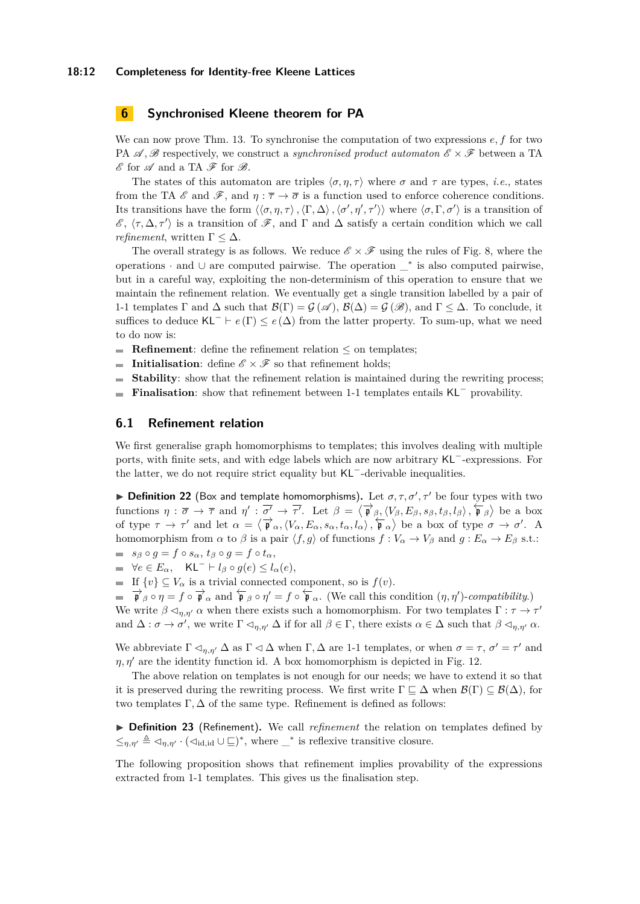## 6 Synchronised Kleene theorem for PA

We can now prove Thm. 13. To synchronise the computation of two expressions $e, f$ for two PA $\mathscr{A}, \mathscr{B}$ respectively, we construct a *synchronised product automaton* $\mathscr{E} \times \mathscr{F}$ between a TA $\mathscr{E}$ for $\mathscr{A}$ and a TA $\mathscr{F}$ for $\mathscr{B}$.

The states of this automaton are triples $\langle \sigma, \eta, \tau \rangle$ where $\sigma$ and $\tau$ are types, *i.e.*, states from the TA $\mathscr{E}$ and $\mathscr{F}$, and $\eta : \overline{\tau} \to \overline{\sigma}$ is a function used to enforce coherence conditions. Its transitions have the form $\langle \langle \sigma, \eta, \tau \rangle, \langle \Gamma, \Delta \rangle, \langle \sigma', \eta', \tau' \rangle \rangle$ where $\langle \sigma, \Gamma, \sigma' \rangle$ is a transition of $\mathscr{E}$, $\langle \tau, \Delta, \tau' \rangle$ is a transition of $\mathscr{F}$, and $\Gamma$ and $\Delta$ satisfy a certain condition which we call *refinement*, written $\Gamma \leq \Delta$.

The overall strategy is as follows. We reduce $\mathscr{E} \times \mathscr{F}$ using the rules of Fig. 8, where the operations $\cdot$ and $\cup$ are computed pairwise. The operation $\_^*$ is also computed pairwise, but in a careful way, exploiting the non-determinism of this operation to ensure that we maintain the refinement relation. We eventually get a single transition labelled by a pair of 1-1 templates $\Gamma$ and $\Delta$ such that $\mathcal{B}(\Gamma) = \mathcal{G}(\mathscr{A})$, $\mathcal{B}(\Delta) = \mathcal{G}(\mathscr{B})$, and $\Gamma \leq \Delta$. To conclude, it suffices to deduce $\mathsf{KL}^- \vdash e(\Gamma) \leq e(\Delta)$ from the latter property. To sum-up, what we need to do now is:

- **Refinement**: define the refinement relation $\leq$ on templates;
- **Initialisation**: define $\mathscr{E} \times \mathscr{F}$ so that refinement holds;
- **Stability**: show that the refinement relation is maintained during the rewriting process;
- **Finalisation**: show that refinement between 1-1 templates entails $\mathsf{KL}^-$ provability.

### 6.1 Refinement relation

We first generalise graph homomorphisms to templates; this involves dealing with multiple ports, with finite sets, and with edge labels which are now arbitrary $\mathsf{KL}^-$-expressions. For the latter, we do not require strict equality but $\mathsf{KL}^-$-derivable inequalities.

▶ **Definition 22** (Box and template homomorphisms). Let $\sigma, \tau, \sigma', \tau'$ be four types with two functions $\eta : \overline{\sigma} \to \overline{\tau}$ and $\eta' : \overline{\sigma'} \to \overline{\tau'}$. Let $\beta = \left\langle \overrightarrow{\mathfrak{p}}_\beta, \langle V_\beta, E_\beta, s_\beta, t_\beta, l_\beta \rangle, \overleftarrow{\mathfrak{p}}_\beta \right\rangle$ be a box of type $\tau \to \tau'$ and let $\alpha = \left\langle \overrightarrow{\mathfrak{p}}_\alpha, \langle V_\alpha, E_\alpha, s_\alpha, t_\alpha, l_\alpha \rangle, \overleftarrow{\mathfrak{p}}_\alpha \right\rangle$ be a box of type $\sigma \to \sigma'$. A homomorphism from $\alpha$ to $\beta$ is a pair $\langle f, g \rangle$ of functions $f : V_\alpha \to V_\beta$ and $g : E_\alpha \to E_\beta$ s.t.:

- $s_\beta \circ g = f \circ s_\alpha$, $t_\beta \circ g = f \circ t_\alpha$,
- $\forall e \in E_\alpha, \quad \mathsf{KL}^- \vdash l_\beta \circ g(e) \leq l_\alpha(e)$,
- If $\{v\} \subseteq V_\alpha$ is a trivial connected component, so is $f(v)$.
- $\overrightarrow{\mathfrak{p}}_\beta \circ \eta = f \circ \overrightarrow{\mathfrak{p}}_\alpha$ and $\overleftarrow{\mathfrak{p}}_\beta \circ \eta' = f \circ \overleftarrow{\mathfrak{p}}_\alpha$. (We call this condition $(\eta, \eta')$-*compatibility*.)

We write $\beta \lhd_{\eta,\eta'} \alpha$ when there exists such a homomorphism. For two templates $\Gamma : \tau \to \tau'$ and $\Delta : \sigma \to \sigma'$, we write $\Gamma \lhd_{\eta,\eta'} \Delta$ if for all $\beta \in \Gamma$, there exists $\alpha \in \Delta$ such that $\beta \lhd_{\eta,\eta'} \alpha$.

We abbreviate $\Gamma \lhd_{\eta,\eta'} \Delta$ as $\Gamma \lhd \Delta$ when $\Gamma, \Delta$ are 1-1 templates, or when $\sigma = \tau$, $\sigma' = \tau'$ and $\eta, \eta'$ are the identity function id. A box homomorphism is depicted in Fig. 12.

The above relation on templates is not enough for our needs; we have to extend it so that it is preserved during the rewriting process. We first write $\Gamma \sqsubseteq \Delta$ when $\mathcal{B}(\Gamma) \subseteq \mathcal{B}(\Delta)$, for two templates $\Gamma, \Delta$ of the same type. Refinement is defined as follows:

▶ **Definition 23** (Refinement). We call *refinement* the relation on templates defined by $\leq_{\eta,\eta'} \triangleq \lhd_{\eta,\eta'} \cdot (\lhd_{\mathrm{id},\mathrm{id}} \cup \sqsubseteq)^*$, where $\_^*$ is reflexive transitive closure.

The following proposition shows that refinement implies provability of the expressions extracted from 1-1 templates. This gives us the finalisation step.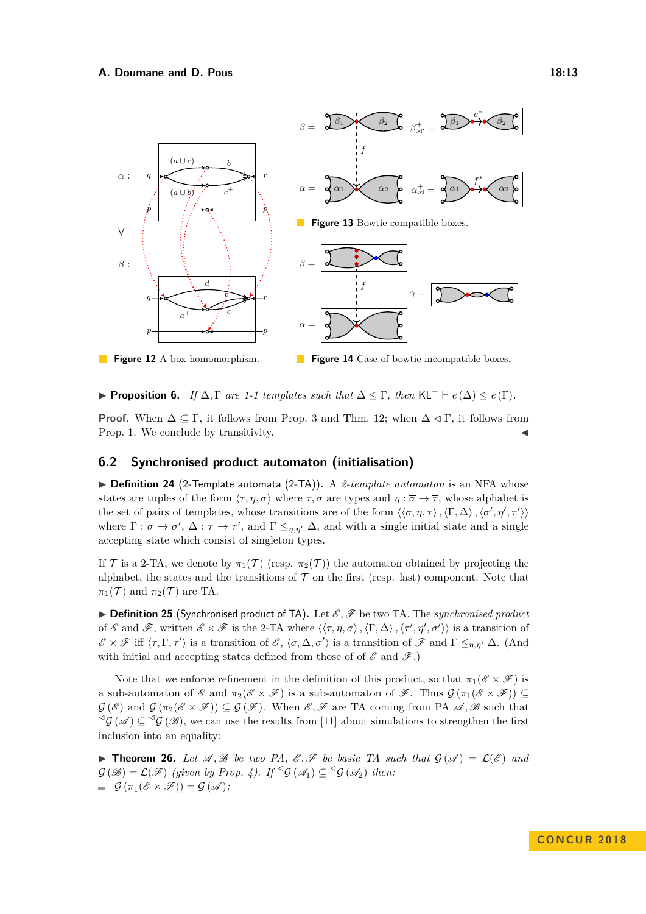**Figure 12** A box homomorphism.

**Figure 13** Bowtie compatible boxes.

**Figure 14** Case of bowtie incompatible boxes.

▶ **Proposition 6.** *If $\Delta, \Gamma$ are 1-1 templates such that $\Delta \leq \Gamma$, then $\mathsf{KL}^- \vdash e(\Delta) \leq e(\Gamma)$.*

**Proof.** When $\Delta \subseteq \Gamma$, it follows from Prop. 3 and Thm. 12; when $\Delta \lhd \Gamma$, it follows from Prop. 1. We conclude by transitivity. ◀

## 6.2 Synchronised product automaton (initialisation)

▶ **Definition 24** (2-Template automata (2-TA))**.** A *2-template automaton* is an NFA whose states are tuples of the form $\langle \tau, \eta, \sigma \rangle$ where $\tau, \sigma$ are types and $\eta : \overline{\sigma} \to \overline{\tau}$, whose alphabet is the set of pairs of templates, whose transitions are of the form $\langle \langle \sigma, \eta, \tau \rangle, \langle \Gamma, \Delta \rangle, \langle \sigma', \eta', \tau' \rangle \rangle$ where $\Gamma : \sigma \to \sigma'$, $\Delta : \tau \to \tau'$, and $\Gamma \leq_{\eta,\eta'} \Delta$, and with a single initial state and a single accepting state which consist of singleton types.

If $\mathcal{T}$ is a 2-TA, we denote by $\pi_1(\mathcal{T})$ (resp. $\pi_2(\mathcal{T})$) the automaton obtained by projecting the alphabet, the states and the transitions of $\mathcal{T}$ on the first (resp. last) component. Note that $\pi_1(\mathcal{T})$ and $\pi_2(\mathcal{T})$ are TA.

▶ **Definition 25** (Synchronised product of TA)**.** Let $\mathscr{E}, \mathscr{F}$ be two TA. The *synchronised product* of $\mathscr{E}$ and $\mathscr{F}$, written $\mathscr{E} \times \mathscr{F}$ is the 2-TA where $\langle \langle \tau, \eta, \sigma \rangle, \langle \Gamma, \Delta \rangle, \langle \tau', \eta', \sigma' \rangle \rangle$ is a transition of $\mathscr{E} \times \mathscr{F}$ iff $\langle \tau, \Gamma, \tau' \rangle$ is a transition of $\mathscr{E}$, $\langle \sigma, \Delta, \sigma' \rangle$ is a transition of $\mathscr{F}$ and $\Gamma \leq_{\eta,\eta'} \Delta$. (And with initial and accepting states defined from those of of $\mathscr{E}$ and $\mathscr{F}$.)

Note that we enforce refinement in the definition of this product, so that $\pi_1(\mathscr{E} \times \mathscr{F})$ is a sub-automaton of $\mathscr{E}$ and $\pi_2(\mathscr{E} \times \mathscr{F})$ is a sub-automaton of $\mathscr{F}$. Thus $\mathcal{G}(\pi_1(\mathscr{E} \times \mathscr{F})) \subseteq \mathcal{G}(\mathscr{E})$ and $\mathcal{G}(\pi_2(\mathscr{E} \times \mathscr{F})) \subseteq \mathcal{G}(\mathscr{F})$. When $\mathscr{E}, \mathscr{F}$ are TA coming from PA $\mathscr{A}, \mathscr{B}$ such that ${}^{\lhd}\mathcal{G}(\mathscr{A}) \subseteq {}^{\lhd}\mathcal{G}(\mathscr{B})$, we can use the results from [11] about simulations to strengthen the first inclusion into an equality:

▶ **Theorem 26.** *Let $\mathscr{A}, \mathscr{B}$ be two PA, $\mathscr{E}, \mathscr{F}$ be basic TA such that $\mathcal{G}(\mathscr{A}) = \mathcal{L}(\mathscr{E})$ and $\mathcal{G}(\mathscr{B}) = \mathcal{L}(\mathscr{F})$ (given by Prop. 4). If ${}^{\lhd}\mathcal{G}(\mathscr{A}_1) \subseteq {}^{\lhd}\mathcal{G}(\mathscr{A}_2)$ then:*

- *$\mathcal{G}(\pi_1(\mathscr{E} \times \mathscr{F})) = \mathcal{G}(\mathscr{A})$;*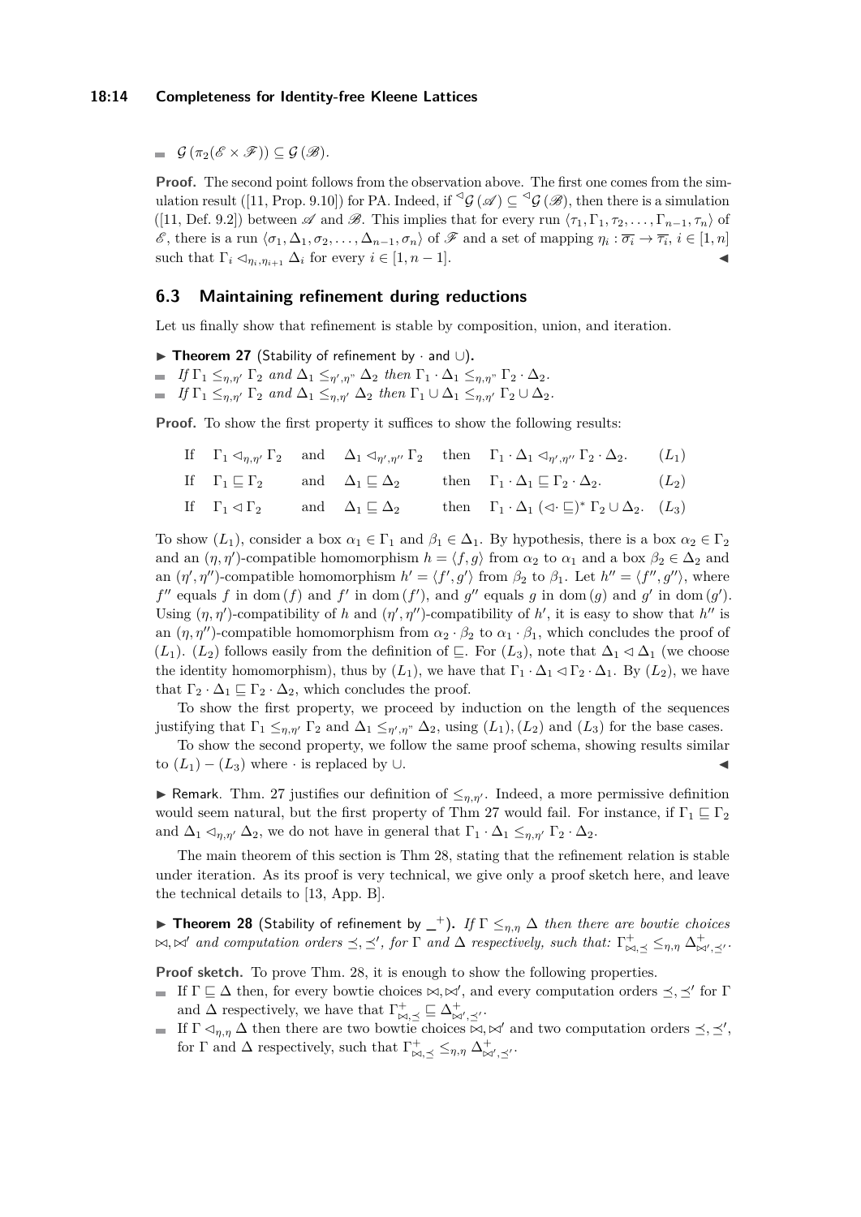- $\mathcal{G}(\pi_2(\mathscr{E} \times \mathscr{F})) \subseteq \mathcal{G}(\mathscr{B})$.

**Proof.** The second point follows from the observation above. The first one comes from the simulation result ([11, Prop. 9.10]) for PA. Indeed, if ${}^{\lhd}\mathcal{G}(\mathscr{A}) \subseteq {}^{\lhd}\mathcal{G}(\mathscr{B})$, then there is a simulation ([11, Def. 9.2]) between $\mathscr{A}$ and $\mathscr{B}$. This implies that for every run $\langle \tau_1, \Gamma_1, \tau_2, \ldots, \Gamma_{n-1}, \tau_n \rangle$ of $\mathscr{E}$, there is a run $\langle \sigma_1, \Delta_1, \sigma_2, \ldots, \Delta_{n-1}, \sigma_n \rangle$ of $\mathscr{F}$ and a set of mapping $\eta_i : \overline{\sigma_i} \to \overline{\tau_i}$, $i \in [1, n]$ such that $\Gamma_i \lhd_{\eta_i, \eta_{i+1}} \Delta_i$ for every $i \in [1, n-1]$. ◀

## 6.3 Maintaining refinement during reductions

Let us finally show that refinement is stable by composition, union, and iteration.

▶ **Theorem 27** (Stability of refinement by $\cdot$ and $\cup$).

- *If* $\Gamma_1 \leq_{\eta,\eta'} \Gamma_2$ *and* $\Delta_1 \leq_{\eta',\eta''} \Delta_2$ *then* $\Gamma_1 \cdot \Delta_1 \leq_{\eta,\eta''} \Gamma_2 \cdot \Delta_2$.
- *If* $\Gamma_1 \leq_{\eta,\eta'} \Gamma_2$ *and* $\Delta_1 \leq_{\eta,\eta'} \Delta_2$ *then* $\Gamma_1 \cup \Delta_1 \leq_{\eta,\eta'} \Gamma_2 \cup \Delta_2$.

**Proof.** To show the first property it suffices to show the following results:

$$\text{If} \quad \Gamma_1 \lhd_{\eta,\eta'} \Gamma_2 \quad \text{and} \quad \Delta_1 \lhd_{\eta',\eta''} \Gamma_2 \quad \text{then} \quad \Gamma_1 \cdot \Delta_1 \lhd_{\eta',\eta''} \Gamma_2 \cdot \Delta_2. \qquad (L_1)$$

$$\text{If} \quad \Gamma_1 \sqsubseteq \Gamma_2 \quad \text{and} \quad \Delta_1 \sqsubseteq \Delta_2 \quad \text{then} \quad \Gamma_1 \cdot \Delta_1 \sqsubseteq \Gamma_2 \cdot \Delta_2. \qquad (L_2)$$

$$\text{If} \quad \Gamma_1 \lhd \Gamma_2 \quad \text{and} \quad \Delta_1 \sqsubseteq \Delta_2 \quad \text{then} \quad \Gamma_1 \cdot \Delta_1 \ (\lhd\cdot \sqsubseteq)^* \ \Gamma_2 \cup \Delta_2. \qquad (L_3)$$

To show $(L_1)$, consider a box $\alpha_1 \in \Gamma_1$ and $\beta_1 \in \Delta_1$. By hypothesis, there is a box $\alpha_2 \in \Gamma_2$ and an $(\eta, \eta')$-compatible homomorphism $h = \langle f, g \rangle$ from $\alpha_2$ to $\alpha_1$ and a box $\beta_2 \in \Delta_2$ and an $(\eta', \eta'')$-compatible homomorphism $h' = \langle f', g' \rangle$ from $\beta_2$ to $\beta_1$. Let $h'' = \langle f'', g'' \rangle$, where $f''$ equals $f$ in $\text{dom}(f)$ and $f'$ in $\text{dom}(f')$, and $g''$ equals $g$ in $\text{dom}(g)$ and $g'$ in $\text{dom}(g')$. Using $(\eta, \eta')$-compatibility of $h$ and $(\eta', \eta'')$-compatibility of $h'$, it is easy to show that $h''$ is an $(\eta, \eta'')$-compatible homomorphism from $\alpha_2 \cdot \beta_2$ to $\alpha_1 \cdot \beta_1$, which concludes the proof of $(L_1)$. $(L_2)$ follows easily from the definition of $\sqsubseteq$. For $(L_3)$, note that $\Delta_1 \lhd \Delta_1$ (we choose the identity homomorphism), thus by $(L_1)$, we have that $\Gamma_1 \cdot \Delta_1 \lhd \Gamma_2 \cdot \Delta_1$. By $(L_2)$, we have that $\Gamma_2 \cdot \Delta_1 \sqsubseteq \Gamma_2 \cdot \Delta_2$, which concludes the proof.

To show the first property, we proceed by induction on the length of the sequences justifying that $\Gamma_1 \leq_{\eta,\eta'} \Gamma_2$ and $\Delta_1 \leq_{\eta',\eta''} \Delta_2$, using $(L_1), (L_2)$ and $(L_3)$ for the base cases.

To show the second property, we follow the same proof schema, showing results similar to $(L_1) - (L_3)$ where $\cdot$ is replaced by $\cup$. ◀

▶ Remark. Thm. 27 justifies our definition of $\leq_{\eta,\eta'}$. Indeed, a more permissive definition would seem natural, but the first property of Thm 27 would fail. For instance, if $\Gamma_1 \sqsubseteq \Gamma_2$ and $\Delta_1 \lhd_{\eta,\eta'} \Delta_2$, we do not have in general that $\Gamma_1 \cdot \Delta_1 \leq_{\eta,\eta'} \Gamma_2 \cdot \Delta_2$.

The main theorem of this section is Thm 28, stating that the refinement relation is stable under iteration. As its proof is very technical, we give only a proof sketch here, and leave the technical details to [13, App. B].

▶ **Theorem 28** (Stability of refinement by $\_^+$). *If* $\Gamma \leq_{\eta,\eta} \Delta$ *then there are bowtie choices* $\bowtie, \bowtie'$ *and computation orders* $\preceq, \preceq'$*, for* $\Gamma$ *and* $\Delta$ *respectively, such that:* $\Gamma^+_{\bowtie,\preceq} \leq_{\eta,\eta} \Delta^+_{\bowtie',\preceq'}$.

**Proof sketch.** To prove Thm. 28, it is enough to show the following properties.

- If $\Gamma \sqsubseteq \Delta$ then, for every bowtie choices $\bowtie, \bowtie'$, and every computation orders $\preceq, \preceq'$ for $\Gamma$ and $\Delta$ respectively, we have that $\Gamma^+_{\bowtie,\preceq} \sqsubseteq \Delta^+_{\bowtie',\preceq'}$.
- If $\Gamma \lhd_{\eta,\eta} \Delta$ then there are two bowtie choices $\bowtie, \bowtie'$ and two computation orders $\preceq, \preceq'$, for $\Gamma$ and $\Delta$ respectively, such that $\Gamma^+_{\bowtie,\preceq} \leq_{\eta,\eta} \Delta^+_{\bowtie',\preceq'}$.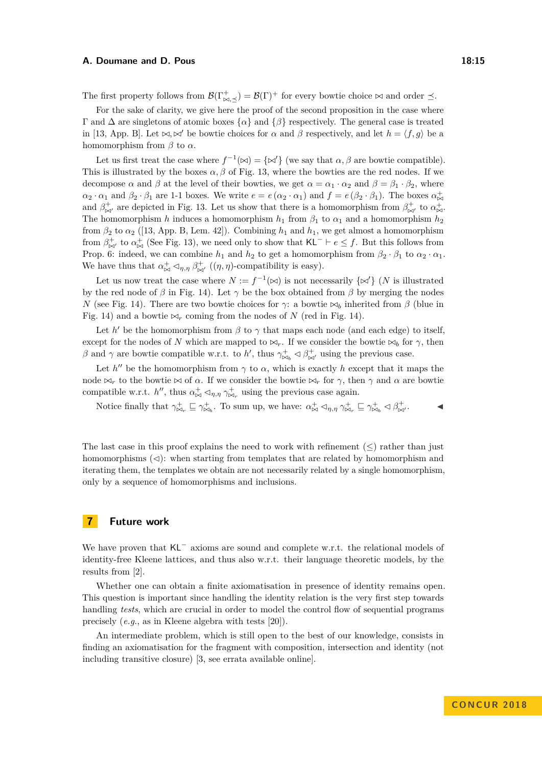The first property follows from $\mathcal{B}(\Gamma^+_{\bowtie,\preceq}) = \mathcal{B}(\Gamma)^+$ for every bowtie choice $\bowtie$ and order $\preceq$.

For the sake of clarity, we give here the proof of the second proposition in the case where $\Gamma$ and $\Delta$ are singletons of atomic boxes $\{\alpha\}$ and $\{\beta\}$ respectively. The general case is treated in [13, App. B]. Let $\bowtie, \bowtie'$ be bowtie choices for $\alpha$ and $\beta$ respectively, and let $h = \langle f, g\rangle$ be a homomorphism from $\beta$ to $\alpha$.

Let us first treat the case where $f^{-1}(\bowtie) = \{\bowtie'\}$ (we say that $\alpha, \beta$ are bowtie compatible). This is illustrated by the boxes $\alpha, \beta$ of Fig. 13, where the bowties are the red nodes. If we decompose $\alpha$ and $\beta$ at the level of their bowties, we get $\alpha = \alpha_1 \cdot \alpha_2$ and $\beta = \beta_1 \cdot \beta_2$, where $\alpha_2 \cdot \alpha_1$ and $\beta_2 \cdot \beta_1$ are 1-1 boxes. We write $e = e\,(\alpha_2 \cdot \alpha_1)$ and $f = e\,(\beta_2 \cdot \beta_1)$. The boxes $\alpha^+_{\bowtie}$ and $\beta^+_{\bowtie'}$ are depicted in Fig. 13. Let us show that there is a homomorphism from $\beta^+_{\bowtie'}$ to $\alpha^+_{\bowtie}$. The homomorphism $h$ induces a homomorphism $h_1$ from $\beta_1$ to $\alpha_1$ and a homomorphism $h_2$ from $\beta_2$ to $\alpha_2$ ([13, App. B, Lem. 42]). Combining $h_1$ and $h_1$, we get almost a homomorphism from $\beta^+_{\bowtie'}$ to $\alpha^+_{\bowtie}$ (See Fig. 13), we need only to show that $\mathsf{KL}^- \vdash e \leq f$. But this follows from Prop. 6: indeed, we can combine $h_1$ and $h_2$ to get a homomorphism from $\beta_2 \cdot \beta_1$ to $\alpha_2 \cdot \alpha_1$. We have thus that $\alpha^+_{\bowtie} \lhd_{\eta,\eta} \beta^+_{\bowtie'}$ ($(\eta,\eta)$-compatibility is easy).

Let us now treat the case where $N := f^{-1}(\bowtie)$ is not necessarily $\{\bowtie'\}$ ($N$ is illustrated by the red node of $\beta$ in Fig. 14). Let $\gamma$ be the box obtained from $\beta$ by merging the nodes $N$ (see Fig. 14). There are two bowtie choices for $\gamma$: a bowtie $\bowtie_b$ inherited from $\beta$ (blue in Fig. 14) and a bowtie $\bowtie_r$ coming from the nodes of $N$ (red in Fig. 14).

Let $h'$ be the homomorphism from $\beta$ to $\gamma$ that maps each node (and each edge) to itself, except for the nodes of $N$ which are mapped to $\bowtie_r$. If we consider the bowtie $\bowtie_b$ for $\gamma$, then $\beta$ and $\gamma$ are bowtie compatible w.r.t. to $h'$, thus $\gamma^+_{\bowtie_b} \lhd \beta^+_{\bowtie'}$ using the previous case.

Let $h''$ be the homomorphism from $\gamma$ to $\alpha$, which is exactly $h$ except that it maps the node $\bowtie_r$ to the bowtie $\bowtie$ of $\alpha$. If we consider the bowtie $\bowtie_r$ for $\gamma$, then $\gamma$ and $\alpha$ are bowtie compatible w.r.t. $h''$, thus $\alpha^+_{\bowtie} \lhd_{\eta,\eta} \gamma^+_{\bowtie_r}$ using the previous case again.

Notice finally that $\gamma^+_{\bowtie_r} \sqsubseteq \gamma^+_{\bowtie_b}$. To sum up, we have: $\alpha^+_{\bowtie} \lhd_{\eta,\eta} \gamma^+_{\bowtie_r} \sqsubseteq \gamma^+_{\bowtie_b} \lhd \beta^+_{\bowtie'}$. ◀

The last case in this proof explains the need to work with refinement ($\leq$) rather than just homomorphisms ($\lhd$): when starting from templates that are related by homomorphism and iterating them, the templates we obtain are not necessarily related by a single homomorphism, only by a sequence of homomorphisms and inclusions.

## 7 Future work

We have proven that $\mathsf{KL}^-$ axioms are sound and complete w.r.t. the relational models of identity-free Kleene lattices, and thus also w.r.t. their language theoretic models, by the results from [2].

Whether one can obtain a finite axiomatisation in presence of identity remains open. This question is important since handling the identity relation is the very first step towards handling *tests*, which are crucial in order to model the control flow of sequential programs precisely (*e.g.*, as in Kleene algebra with tests [20]).

An intermediate problem, which is still open to the best of our knowledge, consists in finding an axiomatisation for the fragment with composition, intersection and identity (not including transitive closure) [3, see errata available online].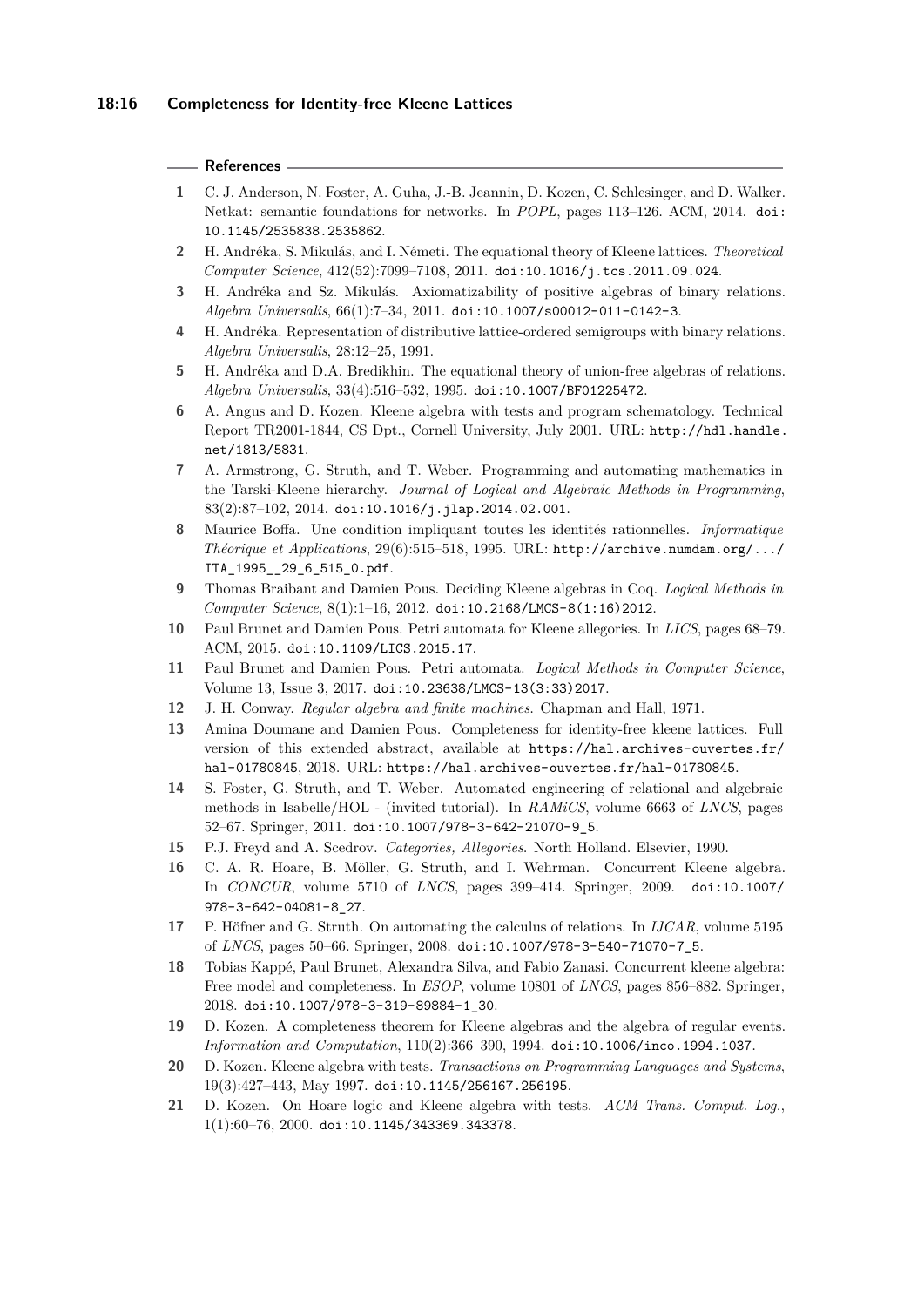## References

1. C. J. Anderson, N. Foster, A. Guha, J.-B. Jeannin, D. Kozen, C. Schlesinger, and D. Walker. Netkat: semantic foundations for networks. In *POPL*, pages 113–126. ACM, 2014. doi:10.1145/2535838.2535862.
2. H. Andréka, S. Mikulás, and I. Németi. The equational theory of Kleene lattices. *Theoretical Computer Science*, 412(52):7099–7108, 2011. doi:10.1016/j.tcs.2011.09.024.
3. H. Andréka and Sz. Mikulás. Axiomatizability of positive algebras of binary relations. *Algebra Universalis*, 66(1):7–34, 2011. doi:10.1007/s00012-011-0142-3.
4. H. Andréka. Representation of distributive lattice-ordered semigroups with binary relations. *Algebra Universalis*, 28:12–25, 1991.
5. H. Andréka and D.A. Bredikhin. The equational theory of union-free algebras of relations. *Algebra Universalis*, 33(4):516–532, 1995. doi:10.1007/BF01225472.
6. A. Angus and D. Kozen. Kleene algebra with tests and program schematology. Technical Report TR2001-1844, CS Dpt., Cornell University, July 2001. URL: http://hdl.handle.net/1813/5831.
7. A. Armstrong, G. Struth, and T. Weber. Programming and automating mathematics in the Tarski-Kleene hierarchy. *Journal of Logical and Algebraic Methods in Programming*, 83(2):87–102, 2014. doi:10.1016/j.jlap.2014.02.001.
8. Maurice Boffa. Une condition impliquant toutes les identités rationnelles. *Informatique Théorique et Applications*, 29(6):515–518, 1995. URL: http://archive.numdam.org/.../ITA_1995__29_6_515_0.pdf.
9. Thomas Braibant and Damien Pous. Deciding Kleene algebras in Coq. *Logical Methods in Computer Science*, 8(1):1–16, 2012. doi:10.2168/LMCS-8(1:16)2012.
10. Paul Brunet and Damien Pous. Petri automata for Kleene allegories. In *LICS*, pages 68–79. ACM, 2015. doi:10.1109/LICS.2015.17.
11. Paul Brunet and Damien Pous. Petri automata. *Logical Methods in Computer Science*, Volume 13, Issue 3, 2017. doi:10.23638/LMCS-13(3:33)2017.
12. J. H. Conway. *Regular algebra and finite machines*. Chapman and Hall, 1971.
13. Amina Doumane and Damien Pous. Completeness for identity-free kleene lattices. Full version of this extended abstract, available at https://hal.archives-ouvertes.fr/hal-01780845, 2018. URL: https://hal.archives-ouvertes.fr/hal-01780845.
14. S. Foster, G. Struth, and T. Weber. Automated engineering of relational and algebraic methods in Isabelle/HOL - (invited tutorial). In *RAMiCS*, volume 6663 of *LNCS*, pages 52–67. Springer, 2011. doi:10.1007/978-3-642-21070-9_5.
15. P.J. Freyd and A. Scedrov. *Categories, Allegories*. North Holland. Elsevier, 1990.
16. C. A. R. Hoare, B. Möller, G. Struth, and I. Wehrman. Concurrent Kleene algebra. In *CONCUR*, volume 5710 of *LNCS*, pages 399–414. Springer, 2009. doi:10.1007/978-3-642-04081-8_27.
17. P. Höfner and G. Struth. On automating the calculus of relations. In *IJCAR*, volume 5195 of *LNCS*, pages 50–66. Springer, 2008. doi:10.1007/978-3-540-71070-7_5.
18. Tobias Kappé, Paul Brunet, Alexandra Silva, and Fabio Zanasi. Concurrent kleene algebra: Free model and completeness. In *ESOP*, volume 10801 of *LNCS*, pages 856–882. Springer, 2018. doi:10.1007/978-3-319-89884-1_30.
19. D. Kozen. A completeness theorem for Kleene algebras and the algebra of regular events. *Information and Computation*, 110(2):366–390, 1994. doi:10.1006/inco.1994.1037.
20. D. Kozen. Kleene algebra with tests. *Transactions on Programming Languages and Systems*, 19(3):427–443, May 1997. doi:10.1145/256167.256195.
21. D. Kozen. On Hoare logic and Kleene algebra with tests. *ACM Trans. Comput. Log.*, 1(1):60–76, 2000. doi:10.1145/343369.343378.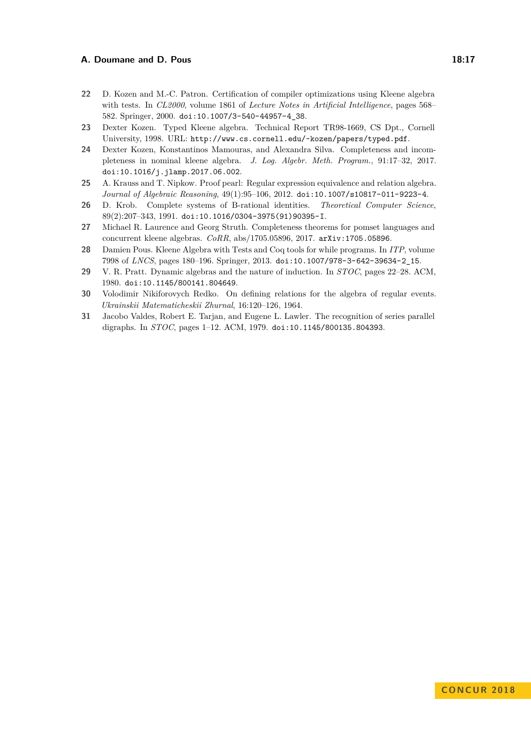22 D. Kozen and M.-C. Patron. Certification of compiler optimizations using Kleene algebra with tests. In *CL2000*, volume 1861 of *Lecture Notes in Artificial Intelligence*, pages 568–582. Springer, 2000. doi:10.1007/3-540-44957-4_38.

23 Dexter Kozen. Typed Kleene algebra. Technical Report TR98-1669, CS Dpt., Cornell University, 1998. URL: http://www.cs.cornell.edu/~kozen/papers/typed.pdf.

24 Dexter Kozen, Konstantinos Mamouras, and Alexandra Silva. Completeness and incompleteness in nominal kleene algebra. *J. Log. Algebr. Meth. Program.*, 91:17–32, 2017. doi:10.1016/j.jlamp.2017.06.002.

25 A. Krauss and T. Nipkow. Proof pearl: Regular expression equivalence and relation algebra. *Journal of Algebraic Reasoning*, 49(1):95–106, 2012. doi:10.1007/s10817-011-9223-4.

26 D. Krob. Complete systems of B-rational identities. *Theoretical Computer Science*, 89(2):207–343, 1991. doi:10.1016/0304-3975(91)90395-I.

27 Michael R. Laurence and Georg Struth. Completeness theorems for pomset languages and concurrent kleene algebras. *CoRR*, abs/1705.05896, 2017. arXiv:1705.05896.

28 Damien Pous. Kleene Algebra with Tests and Coq tools for while programs. In *ITP*, volume 7998 of *LNCS*, pages 180–196. Springer, 2013. doi:10.1007/978-3-642-39634-2_15.

29 V. R. Pratt. Dynamic algebras and the nature of induction. In *STOC*, pages 22–28. ACM, 1980. doi:10.1145/800141.804649.

30 Volodimir Nikiforovych Redko. On defining relations for the algebra of regular events. *Ukrainskii Matematicheskii Zhurnal*, 16:120–126, 1964.

31 Jacobo Valdes, Robert E. Tarjan, and Eugene L. Lawler. The recognition of series parallel digraphs. In *STOC*, pages 1–12. ACM, 1979. doi:10.1145/800135.804393.